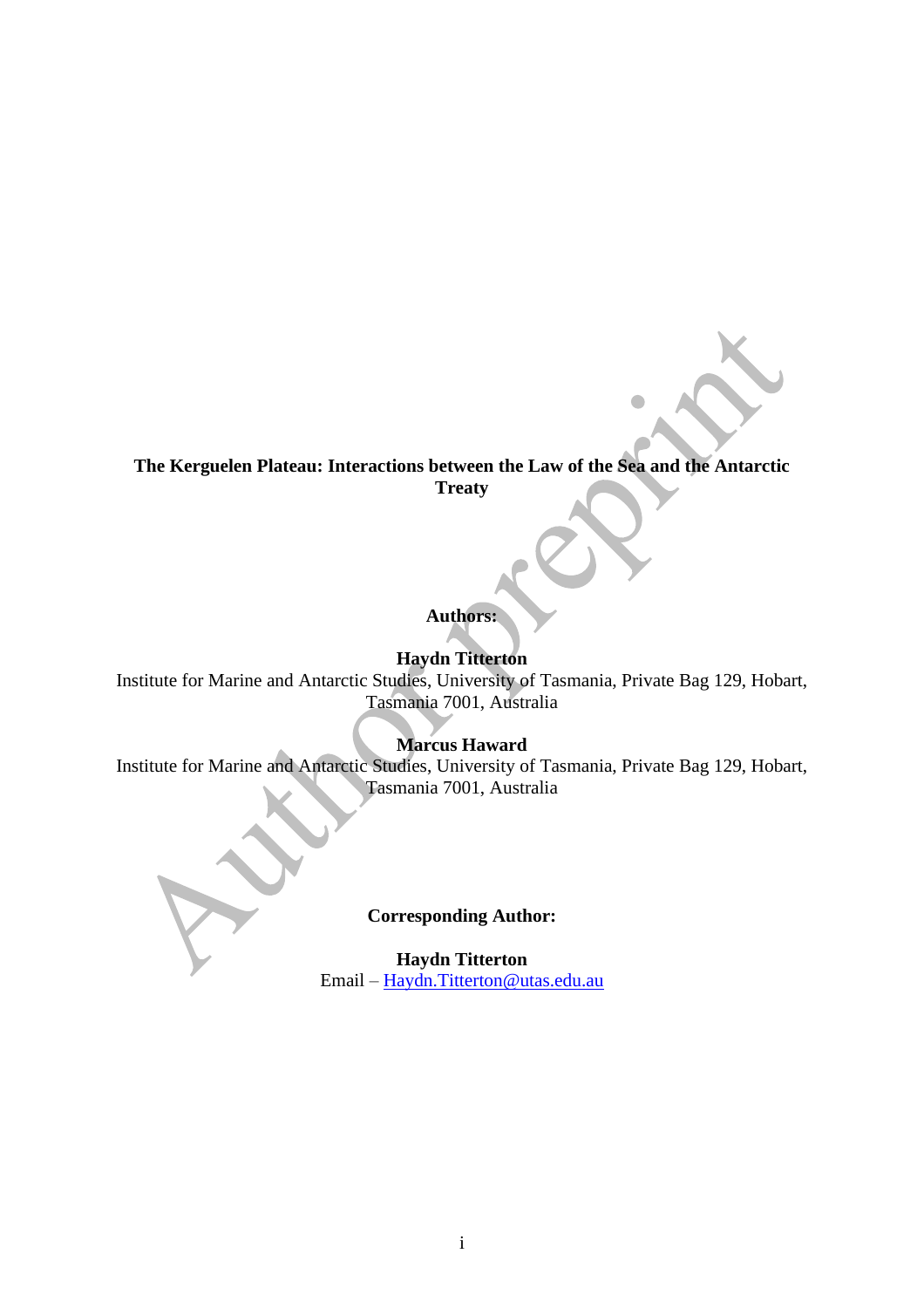**The Kerguelen Plateau: Interactions between the Law of the Sea and the Antarctic Treaty**

**Authors:**

**Haydn Titterton**
Institute for Marine and Antarctic Studies, University of Tasmania, Private Bag 129, Hobart, Tasmania 7001, Australia

**Marcus Haward**
Institute for Marine and Antarctic Studies, University of Tasmania, Private Bag 129, Hobart, Tasmania 7001, Australia

**Corresponding Author:**

**Haydn Titterton**
Email – Haydn.Titterton@utas.edu.au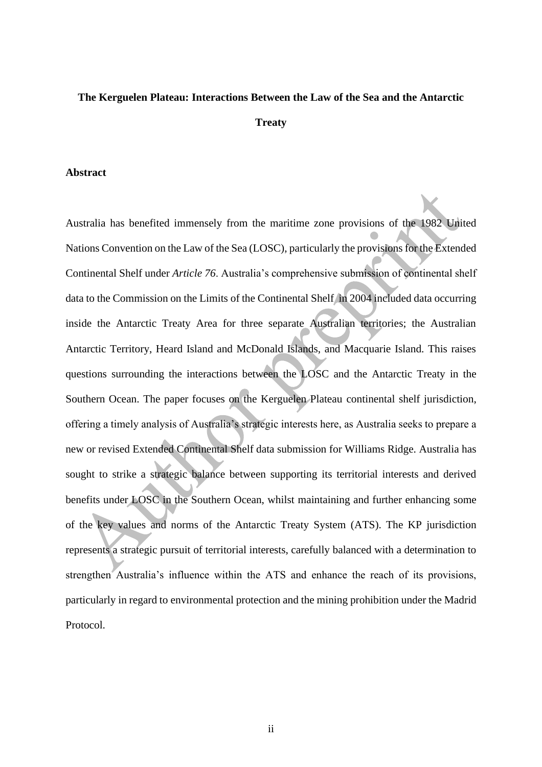**The Kerguelen Plateau: Interactions Between the Law of the Sea and the Antarctic Treaty**

## Abstract

Australia has benefited immensely from the maritime zone provisions of the 1982 United Nations Convention on the Law of the Sea (LOSC), particularly the provisions for the Extended Continental Shelf under *Article 76*. Australia's comprehensive submission of continental shelf data to the Commission on the Limits of the Continental Shelf in 2004 included data occurring inside the Antarctic Treaty Area for three separate Australian territories; the Australian Antarctic Territory, Heard Island and McDonald Islands, and Macquarie Island. This raises questions surrounding the interactions between the LOSC and the Antarctic Treaty in the Southern Ocean. The paper focuses on the Kerguelen Plateau continental shelf jurisdiction, offering a timely analysis of Australia's strategic interests here, as Australia seeks to prepare a new or revised Extended Continental Shelf data submission for Williams Ridge. Australia has sought to strike a strategic balance between supporting its territorial interests and derived benefits under LOSC in the Southern Ocean, whilst maintaining and further enhancing some of the key values and norms of the Antarctic Treaty System (ATS). The KP jurisdiction represents a strategic pursuit of territorial interests, carefully balanced with a determination to strengthen Australia's influence within the ATS and enhance the reach of its provisions, particularly in regard to environmental protection and the mining prohibition under the Madrid Protocol.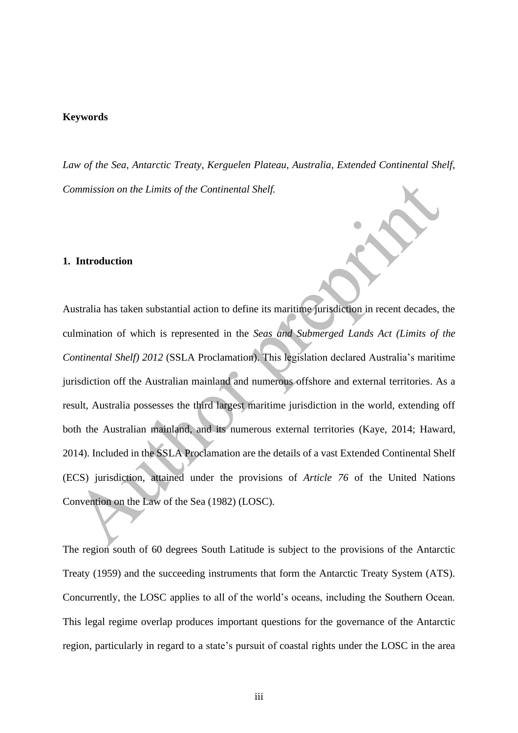**Keywords**

*Law of the Sea, Antarctic Treaty, Kerguelen Plateau, Australia, Extended Continental Shelf, Commission on the Limits of the Continental Shelf.*

## 1. Introduction

Australia has taken substantial action to define its maritime jurisdiction in recent decades, the culmination of which is represented in the *Seas and Submerged Lands Act (Limits of the Continental Shelf) 2012* (SSLA Proclamation). This legislation declared Australia's maritime jurisdiction off the Australian mainland and numerous offshore and external territories. As a result, Australia possesses the third largest maritime jurisdiction in the world, extending off both the Australian mainland, and its numerous external territories (Kaye, 2014; Haward, 2014). Included in the SSLA Proclamation are the details of a vast Extended Continental Shelf (ECS) jurisdiction, attained under the provisions of *Article 76* of the United Nations Convention on the Law of the Sea (1982) (LOSC).

The region south of 60 degrees South Latitude is subject to the provisions of the Antarctic Treaty (1959) and the succeeding instruments that form the Antarctic Treaty System (ATS). Concurrently, the LOSC applies to all of the world's oceans, including the Southern Ocean. This legal regime overlap produces important questions for the governance of the Antarctic region, particularly in regard to a state's pursuit of coastal rights under the LOSC in the area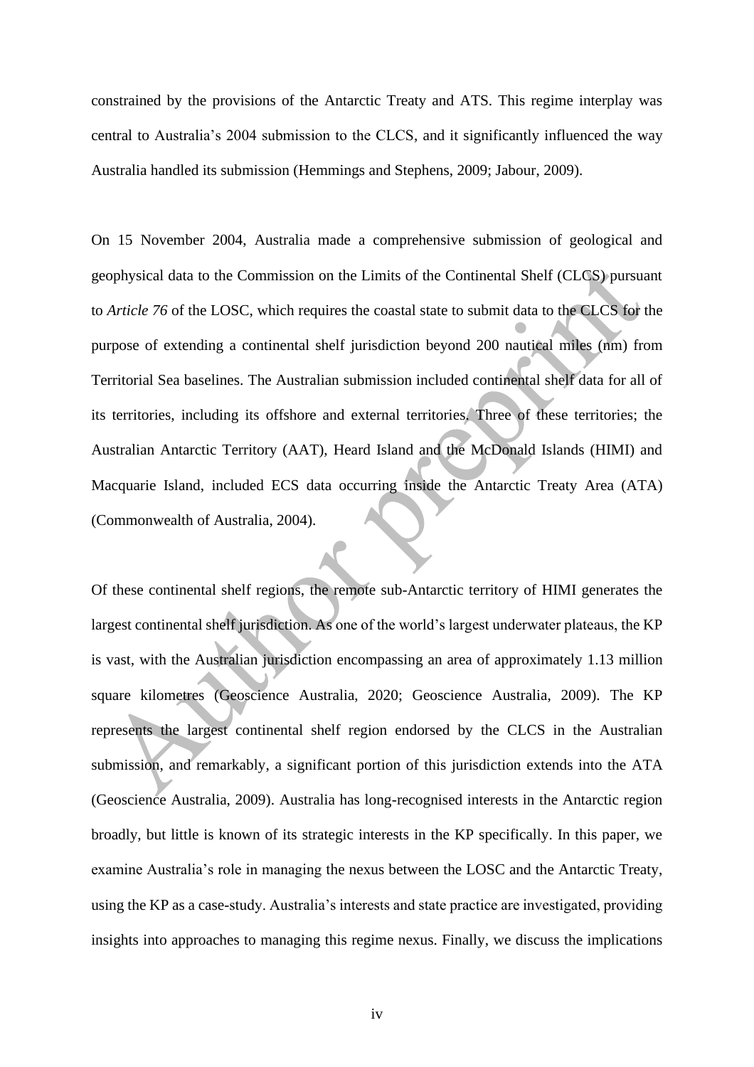constrained by the provisions of the Antarctic Treaty and ATS. This regime interplay was central to Australia's 2004 submission to the CLCS, and it significantly influenced the way Australia handled its submission (Hemmings and Stephens, 2009; Jabour, 2009).

On 15 November 2004, Australia made a comprehensive submission of geological and geophysical data to the Commission on the Limits of the Continental Shelf (CLCS) pursuant to *Article 76* of the LOSC, which requires the coastal state to submit data to the CLCS for the purpose of extending a continental shelf jurisdiction beyond 200 nautical miles (nm) from Territorial Sea baselines. The Australian submission included continental shelf data for all of its territories, including its offshore and external territories. Three of these territories; the Australian Antarctic Territory (AAT), Heard Island and the McDonald Islands (HIMI) and Macquarie Island, included ECS data occurring inside the Antarctic Treaty Area (ATA) (Commonwealth of Australia, 2004).

Of these continental shelf regions, the remote sub-Antarctic territory of HIMI generates the largest continental shelf jurisdiction. As one of the world's largest underwater plateaus, the KP is vast, with the Australian jurisdiction encompassing an area of approximately 1.13 million square kilometres (Geoscience Australia, 2020; Geoscience Australia, 2009). The KP represents the largest continental shelf region endorsed by the CLCS in the Australian submission, and remarkably, a significant portion of this jurisdiction extends into the ATA (Geoscience Australia, 2009). Australia has long-recognised interests in the Antarctic region broadly, but little is known of its strategic interests in the KP specifically. In this paper, we examine Australia's role in managing the nexus between the LOSC and the Antarctic Treaty, using the KP as a case-study. Australia's interests and state practice are investigated, providing insights into approaches to managing this regime nexus. Finally, we discuss the implications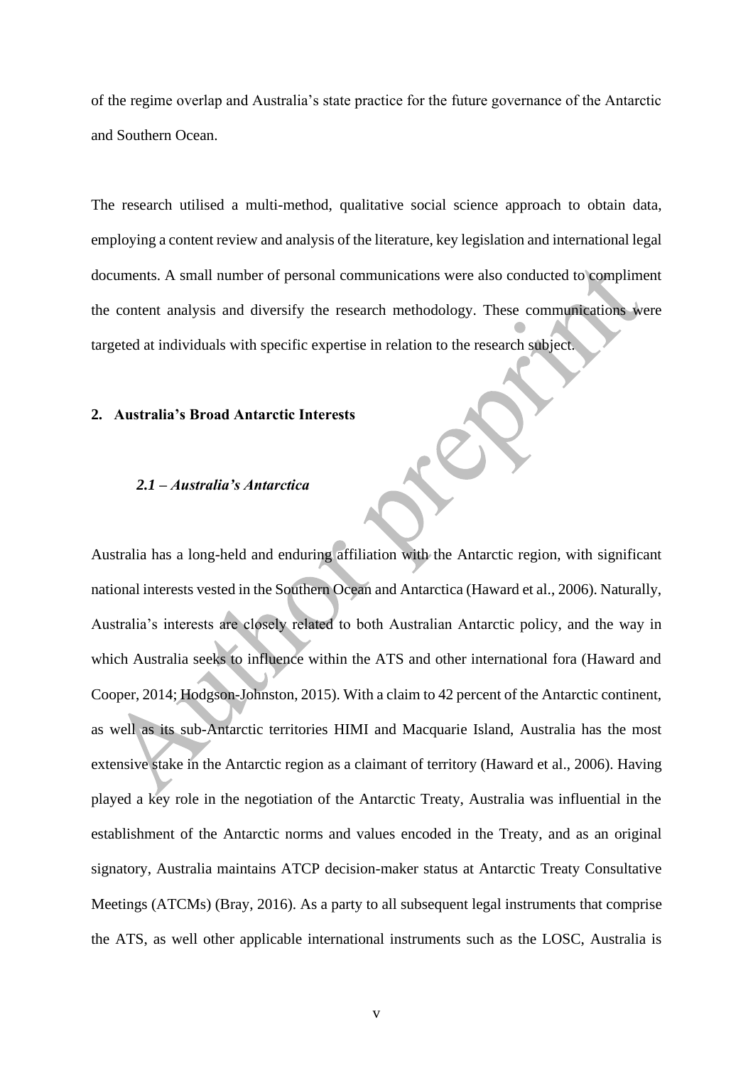of the regime overlap and Australia's state practice for the future governance of the Antarctic and Southern Ocean.

The research utilised a multi-method, qualitative social science approach to obtain data, employing a content review and analysis of the literature, key legislation and international legal documents. A small number of personal communications were also conducted to compliment the content analysis and diversify the research methodology. These communications were targeted at individuals with specific expertise in relation to the research subject.

## 2. Australia's Broad Antarctic Interests

### *2.1 – Australia's Antarctica*

Australia has a long-held and enduring affiliation with the Antarctic region, with significant national interests vested in the Southern Ocean and Antarctica (Haward et al., 2006). Naturally, Australia's interests are closely related to both Australian Antarctic policy, and the way in which Australia seeks to influence within the ATS and other international fora (Haward and Cooper, 2014; Hodgson-Johnston, 2015). With a claim to 42 percent of the Antarctic continent, as well as its sub-Antarctic territories HIMI and Macquarie Island, Australia has the most extensive stake in the Antarctic region as a claimant of territory (Haward et al., 2006). Having played a key role in the negotiation of the Antarctic Treaty, Australia was influential in the establishment of the Antarctic norms and values encoded in the Treaty, and as an original signatory, Australia maintains ATCP decision-maker status at Antarctic Treaty Consultative Meetings (ATCMs) (Bray, 2016). As a party to all subsequent legal instruments that comprise the ATS, as well other applicable international instruments such as the LOSC, Australia is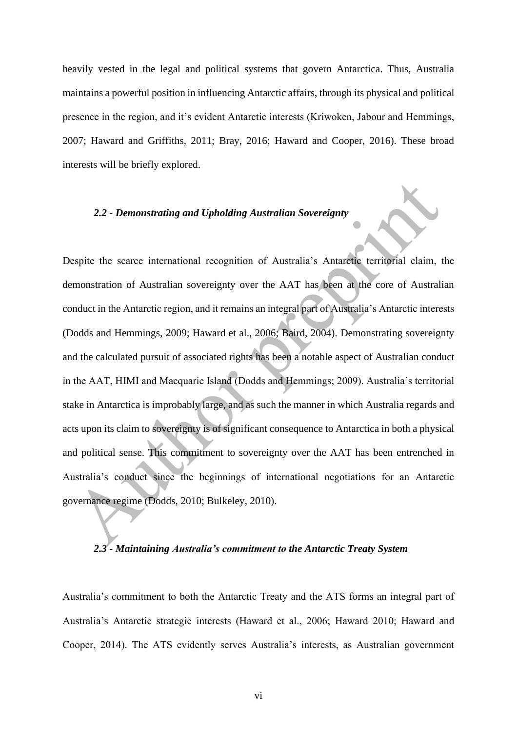heavily vested in the legal and political systems that govern Antarctica. Thus, Australia maintains a powerful position in influencing Antarctic affairs, through its physical and political presence in the region, and it's evident Antarctic interests (Kriwoken, Jabour and Hemmings, 2007; Haward and Griffiths, 2011; Bray, 2016; Haward and Cooper, 2016). These broad interests will be briefly explored.

### *2.2 - Demonstrating and Upholding Australian Sovereignty*

Despite the scarce international recognition of Australia's Antarctic territorial claim, the demonstration of Australian sovereignty over the AAT has been at the core of Australian conduct in the Antarctic region, and it remains an integral part of Australia's Antarctic interests (Dodds and Hemmings, 2009; Haward et al., 2006; Baird, 2004). Demonstrating sovereignty and the calculated pursuit of associated rights has been a notable aspect of Australian conduct in the AAT, HIMI and Macquarie Island (Dodds and Hemmings; 2009). Australia's territorial stake in Antarctica is improbably large, and as such the manner in which Australia regards and acts upon its claim to sovereignty is of significant consequence to Antarctica in both a physical and political sense. This commitment to sovereignty over the AAT has been entrenched in Australia's conduct since the beginnings of international negotiations for an Antarctic governance regime (Dodds, 2010; Bulkeley, 2010).

### *2.3 - Maintaining Australia's commitment to the Antarctic Treaty System*

Australia's commitment to both the Antarctic Treaty and the ATS forms an integral part of Australia's Antarctic strategic interests (Haward et al., 2006; Haward 2010; Haward and Cooper, 2014). The ATS evidently serves Australia's interests, as Australian government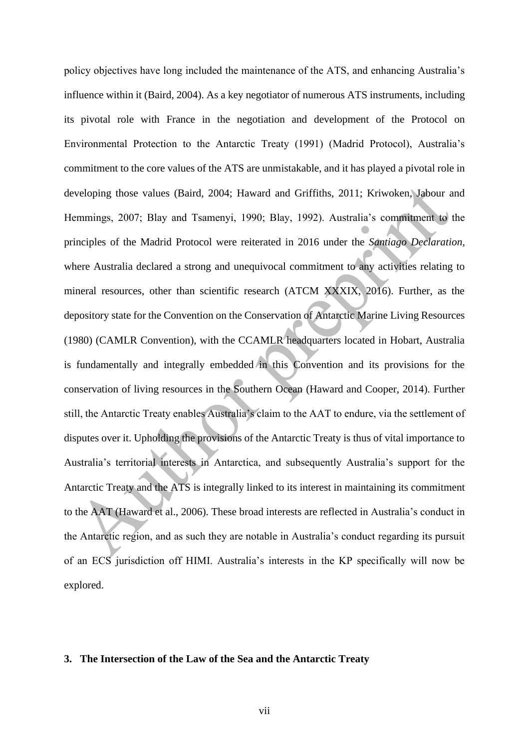policy objectives have long included the maintenance of the ATS, and enhancing Australia's influence within it (Baird, 2004). As a key negotiator of numerous ATS instruments, including its pivotal role with France in the negotiation and development of the Protocol on Environmental Protection to the Antarctic Treaty (1991) (Madrid Protocol), Australia's commitment to the core values of the ATS are unmistakable, and it has played a pivotal role in developing those values (Baird, 2004; Haward and Griffiths, 2011; Kriwoken, Jabour and Hemmings, 2007; Blay and Tsamenyi, 1990; Blay, 1992). Australia's commitment to the principles of the Madrid Protocol were reiterated in 2016 under the *Santiago Declaration*, where Australia declared a strong and unequivocal commitment to any activities relating to mineral resources, other than scientific research (ATCM XXXIX, 2016). Further, as the depository state for the Convention on the Conservation of Antarctic Marine Living Resources (1980) (CAMLR Convention), with the CCAMLR headquarters located in Hobart, Australia is fundamentally and integrally embedded in this Convention and its provisions for the conservation of living resources in the Southern Ocean (Haward and Cooper, 2014). Further still, the Antarctic Treaty enables Australia's claim to the AAT to endure, via the settlement of disputes over it. Upholding the provisions of the Antarctic Treaty is thus of vital importance to Australia's territorial interests in Antarctica, and subsequently Australia's support for the Antarctic Treaty and the ATS is integrally linked to its interest in maintaining its commitment to the AAT (Haward et al., 2006). These broad interests are reflected in Australia's conduct in the Antarctic region, and as such they are notable in Australia's conduct regarding its pursuit of an ECS jurisdiction off HIMI. Australia's interests in the KP specifically will now be explored.

## 3. The Intersection of the Law of the Sea and the Antarctic Treaty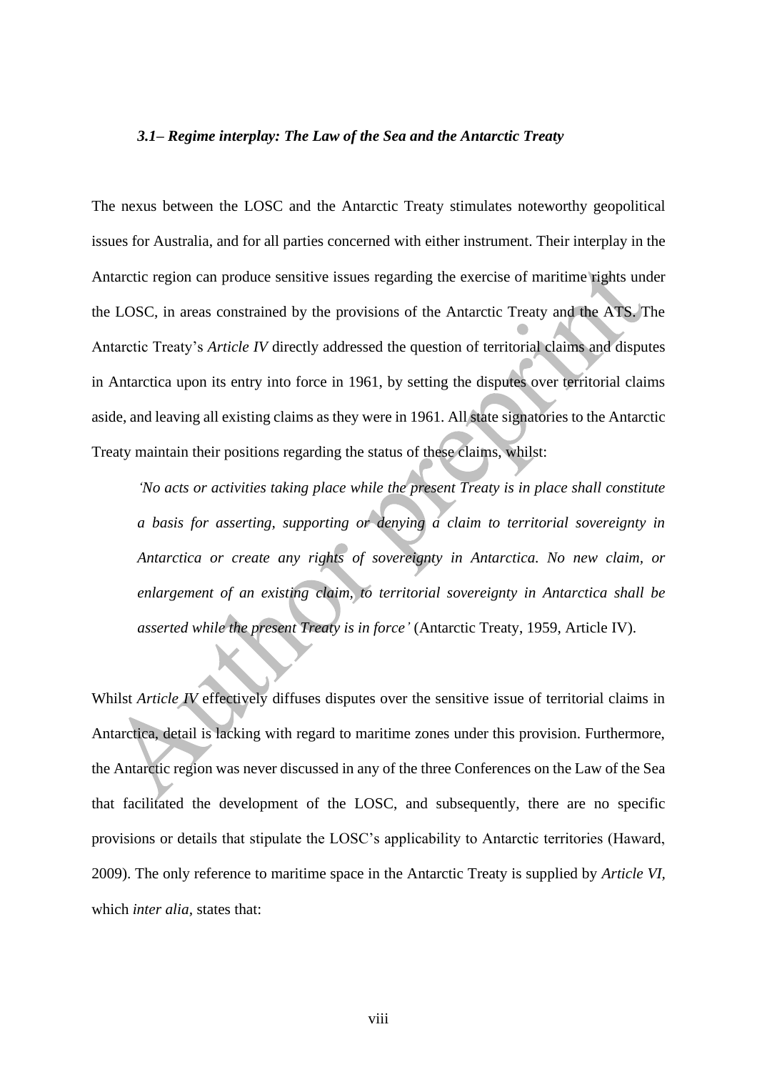### *3.1– Regime interplay: The Law of the Sea and the Antarctic Treaty*

The nexus between the LOSC and the Antarctic Treaty stimulates noteworthy geopolitical issues for Australia, and for all parties concerned with either instrument. Their interplay in the Antarctic region can produce sensitive issues regarding the exercise of maritime rights under the LOSC, in areas constrained by the provisions of the Antarctic Treaty and the ATS. The Antarctic Treaty's *Article IV* directly addressed the question of territorial claims and disputes in Antarctica upon its entry into force in 1961, by setting the disputes over territorial claims aside, and leaving all existing claims as they were in 1961. All state signatories to the Antarctic Treaty maintain their positions regarding the status of these claims, whilst:

> *'No acts or activities taking place while the present Treaty is in place shall constitute a basis for asserting, supporting or denying a claim to territorial sovereignty in Antarctica or create any rights of sovereignty in Antarctica. No new claim, or enlargement of an existing claim, to territorial sovereignty in Antarctica shall be asserted while the present Treaty is in force'* (Antarctic Treaty, 1959, Article IV).

Whilst *Article IV* effectively diffuses disputes over the sensitive issue of territorial claims in Antarctica, detail is lacking with regard to maritime zones under this provision. Furthermore, the Antarctic region was never discussed in any of the three Conferences on the Law of the Sea that facilitated the development of the LOSC, and subsequently, there are no specific provisions or details that stipulate the LOSC's applicability to Antarctic territories (Haward, 2009). The only reference to maritime space in the Antarctic Treaty is supplied by *Article VI,* which *inter alia,* states that: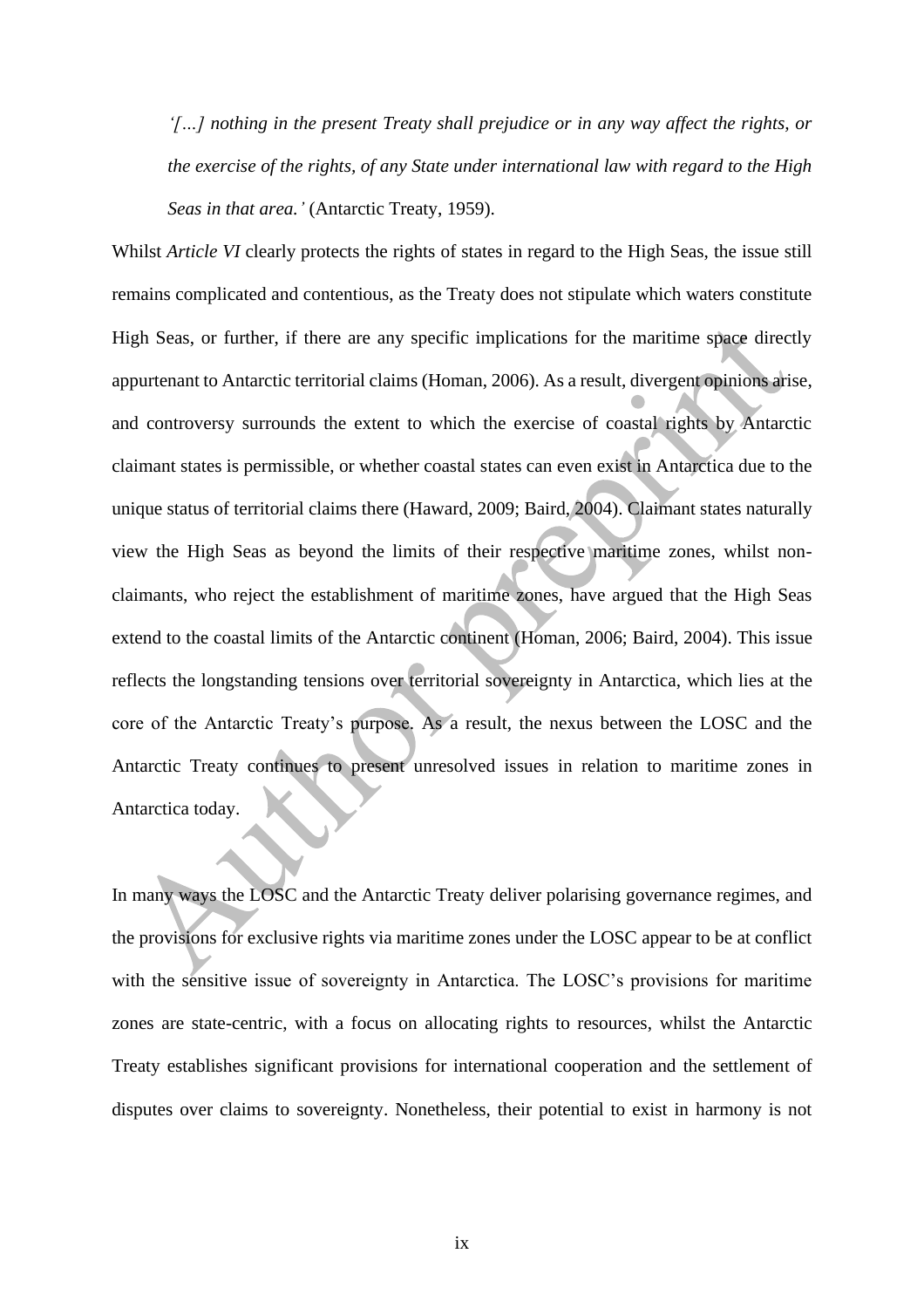> *'[…] nothing in the present Treaty shall prejudice or in any way affect the rights, or the exercise of the rights, of any State under international law with regard to the High Seas in that area.'* (Antarctic Treaty, 1959).

Whilst *Article VI* clearly protects the rights of states in regard to the High Seas, the issue still remains complicated and contentious, as the Treaty does not stipulate which waters constitute High Seas, or further, if there are any specific implications for the maritime space directly appurtenant to Antarctic territorial claims (Homan, 2006). As a result, divergent opinions arise, and controversy surrounds the extent to which the exercise of coastal rights by Antarctic claimant states is permissible, or whether coastal states can even exist in Antarctica due to the unique status of territorial claims there (Haward, 2009; Baird, 2004). Claimant states naturally view the High Seas as beyond the limits of their respective maritime zones, whilst non-claimants, who reject the establishment of maritime zones, have argued that the High Seas extend to the coastal limits of the Antarctic continent (Homan, 2006; Baird, 2004). This issue reflects the longstanding tensions over territorial sovereignty in Antarctica, which lies at the core of the Antarctic Treaty's purpose. As a result, the nexus between the LOSC and the Antarctic Treaty continues to present unresolved issues in relation to maritime zones in Antarctica today.

In many ways the LOSC and the Antarctic Treaty deliver polarising governance regimes, and the provisions for exclusive rights via maritime zones under the LOSC appear to be at conflict with the sensitive issue of sovereignty in Antarctica. The LOSC's provisions for maritime zones are state-centric, with a focus on allocating rights to resources, whilst the Antarctic Treaty establishes significant provisions for international cooperation and the settlement of disputes over claims to sovereignty. Nonetheless, their potential to exist in harmony is not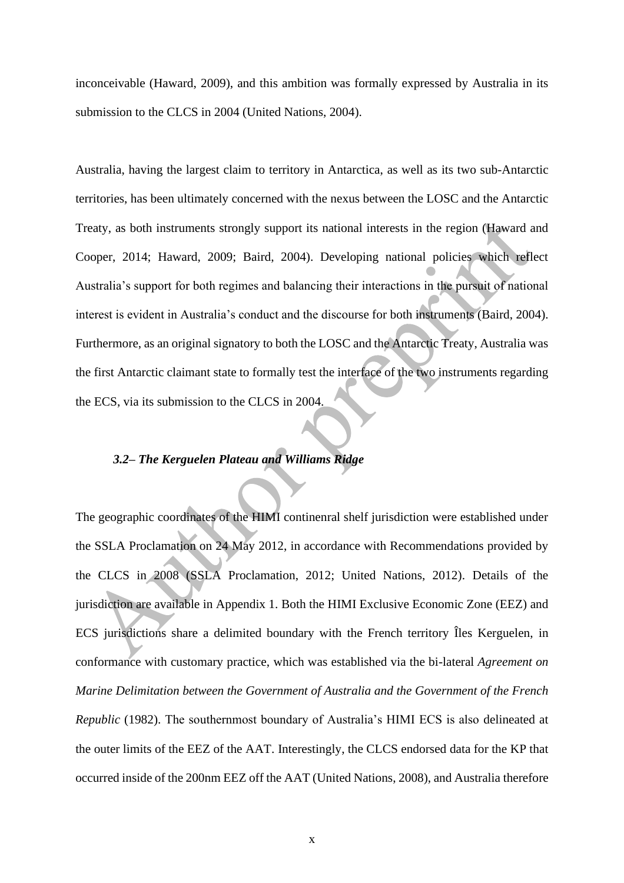inconceivable (Haward, 2009), and this ambition was formally expressed by Australia in its submission to the CLCS in 2004 (United Nations, 2004).

Australia, having the largest claim to territory in Antarctica, as well as its two sub-Antarctic territories, has been ultimately concerned with the nexus between the LOSC and the Antarctic Treaty, as both instruments strongly support its national interests in the region (Haward and Cooper, 2014; Haward, 2009; Baird, 2004). Developing national policies which reflect Australia's support for both regimes and balancing their interactions in the pursuit of national interest is evident in Australia's conduct and the discourse for both instruments (Baird, 2004). Furthermore, as an original signatory to both the LOSC and the Antarctic Treaty, Australia was the first Antarctic claimant state to formally test the interface of the two instruments regarding the ECS, via its submission to the CLCS in 2004.

### *3.2– The Kerguelen Plateau and Williams Ridge*

The geographic coordinates of the HIMI continenral shelf jurisdiction were established under the SSLA Proclamation on 24 May 2012, in accordance with Recommendations provided by the CLCS in 2008 (SSLA Proclamation, 2012; United Nations, 2012). Details of the jurisdiction are available in Appendix 1. Both the HIMI Exclusive Economic Zone (EEZ) and ECS jurisdictions share a delimited boundary with the French territory Îles Kerguelen, in conformance with customary practice, which was established via the bi-lateral *Agreement on Marine Delimitation between the Government of Australia and the Government of the French Republic* (1982). The southernmost boundary of Australia's HIMI ECS is also delineated at the outer limits of the EEZ of the AAT. Interestingly, the CLCS endorsed data for the KP that occurred inside of the 200nm EEZ off the AAT (United Nations, 2008), and Australia therefore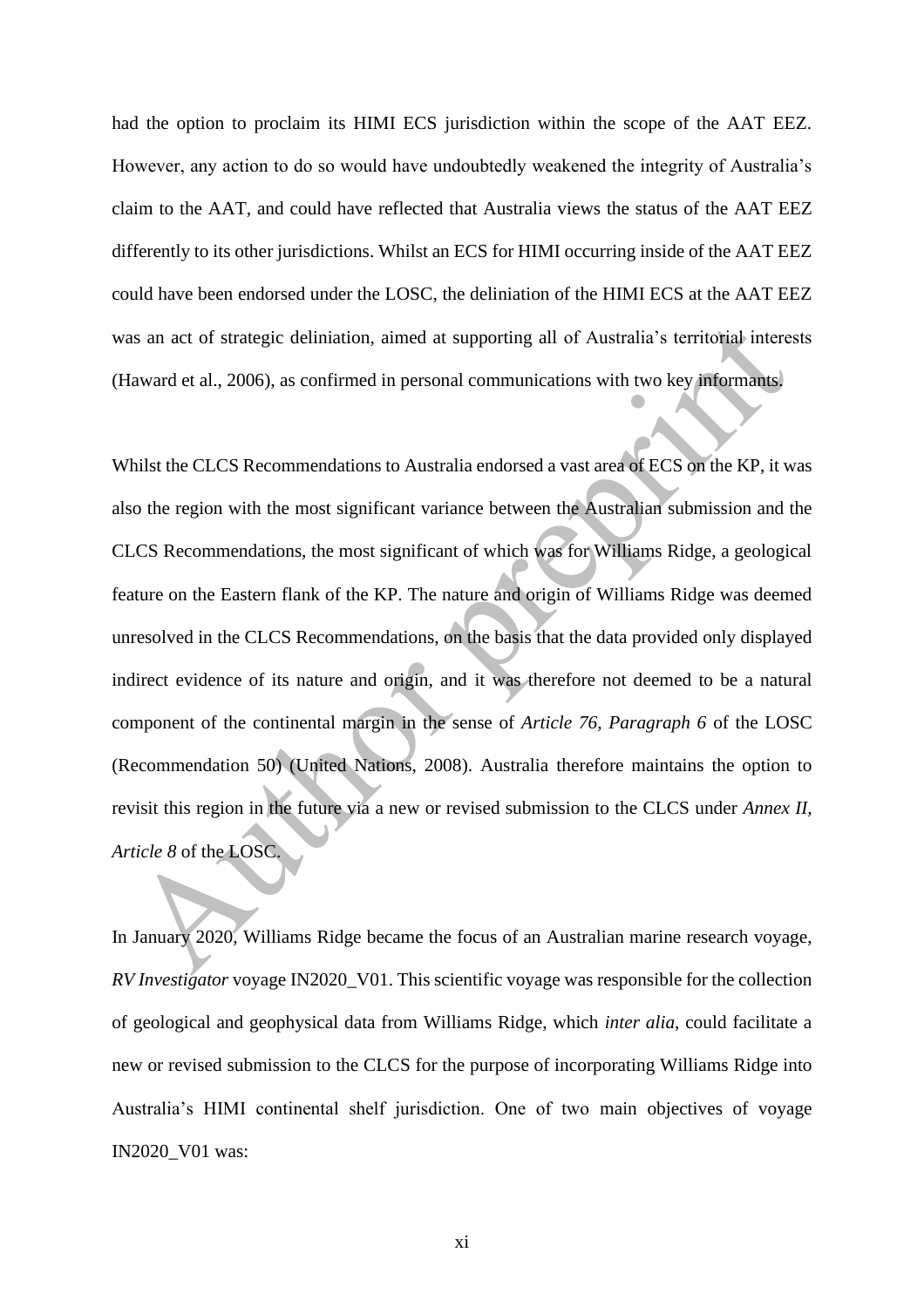had the option to proclaim its HIMI ECS jurisdiction within the scope of the AAT EEZ. However, any action to do so would have undoubtedly weakened the integrity of Australia's claim to the AAT, and could have reflected that Australia views the status of the AAT EEZ differently to its other jurisdictions. Whilst an ECS for HIMI occurring inside of the AAT EEZ could have been endorsed under the LOSC, the deliniation of the HIMI ECS at the AAT EEZ was an act of strategic deliniation, aimed at supporting all of Australia's territorial interests (Haward et al., 2006), as confirmed in personal communications with two key informants.

Whilst the CLCS Recommendations to Australia endorsed a vast area of ECS on the KP, it was also the region with the most significant variance between the Australian submission and the CLCS Recommendations, the most significant of which was for Williams Ridge, a geological feature on the Eastern flank of the KP. The nature and origin of Williams Ridge was deemed unresolved in the CLCS Recommendations, on the basis that the data provided only displayed indirect evidence of its nature and origin, and it was therefore not deemed to be a natural component of the continental margin in the sense of *Article 76, Paragraph 6* of the LOSC (Recommendation 50) (United Nations, 2008). Australia therefore maintains the option to revisit this region in the future via a new or revised submission to the CLCS under *Annex II, Article 8* of the LOSC.

In January 2020, Williams Ridge became the focus of an Australian marine research voyage, *RV Investigator* voyage IN2020_V01. This scientific voyage was responsible for the collection of geological and geophysical data from Williams Ridge, which *inter alia*, could facilitate a new or revised submission to the CLCS for the purpose of incorporating Williams Ridge into Australia's HIMI continental shelf jurisdiction. One of two main objectives of voyage IN2020_V01 was: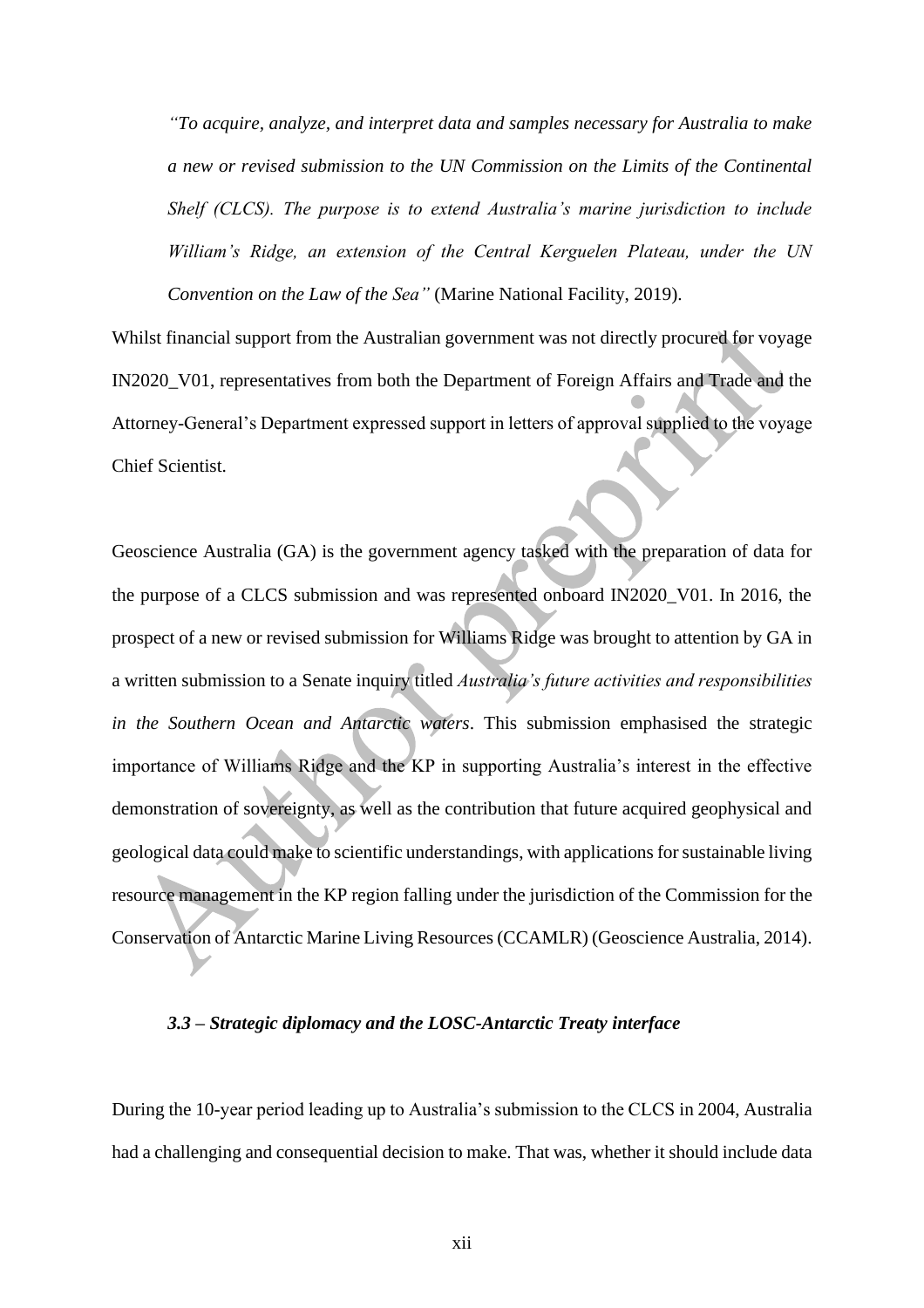> *"To acquire, analyze, and interpret data and samples necessary for Australia to make a new or revised submission to the UN Commission on the Limits of the Continental Shelf (CLCS). The purpose is to extend Australia's marine jurisdiction to include William's Ridge, an extension of the Central Kerguelen Plateau, under the UN Convention on the Law of the Sea"* (Marine National Facility, 2019).

Whilst financial support from the Australian government was not directly procured for voyage IN2020_V01, representatives from both the Department of Foreign Affairs and Trade and the Attorney-General's Department expressed support in letters of approval supplied to the voyage Chief Scientist.

Geoscience Australia (GA) is the government agency tasked with the preparation of data for the purpose of a CLCS submission and was represented onboard IN2020_V01. In 2016, the prospect of a new or revised submission for Williams Ridge was brought to attention by GA in a written submission to a Senate inquiry titled *Australia's future activities and responsibilities in the Southern Ocean and Antarctic waters*. This submission emphasised the strategic importance of Williams Ridge and the KP in supporting Australia's interest in the effective demonstration of sovereignty, as well as the contribution that future acquired geophysical and geological data could make to scientific understandings, with applications for sustainable living resource management in the KP region falling under the jurisdiction of the Commission for the Conservation of Antarctic Marine Living Resources (CCAMLR) (Geoscience Australia, 2014).

### *3.3 – Strategic diplomacy and the LOSC-Antarctic Treaty interface*

During the 10-year period leading up to Australia's submission to the CLCS in 2004, Australia had a challenging and consequential decision to make. That was, whether it should include data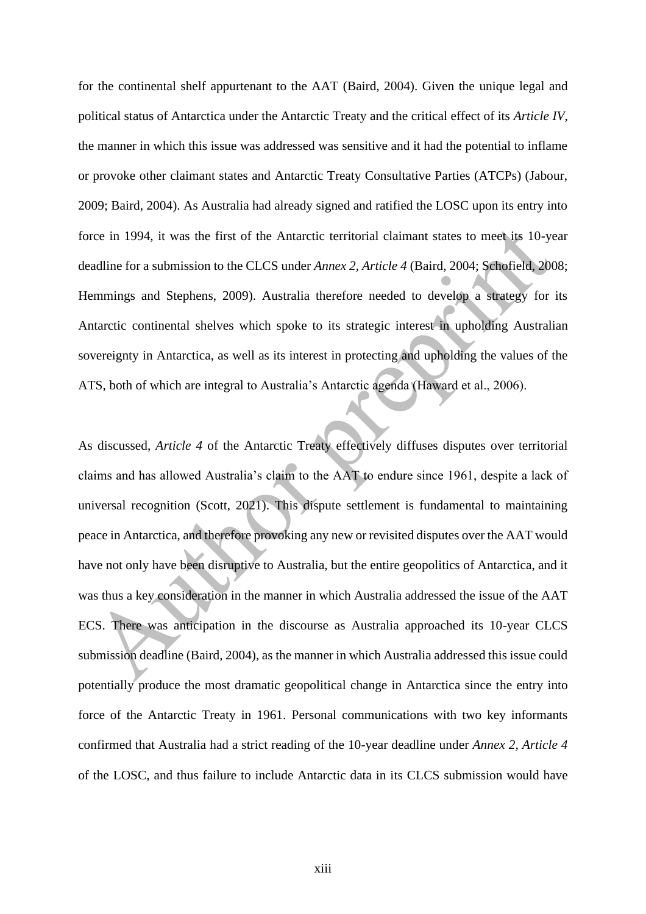for the continental shelf appurtenant to the AAT (Baird, 2004). Given the unique legal and political status of Antarctica under the Antarctic Treaty and the critical effect of its *Article IV*, the manner in which this issue was addressed was sensitive and it had the potential to inflame or provoke other claimant states and Antarctic Treaty Consultative Parties (ATCPs) (Jabour, 2009; Baird, 2004). As Australia had already signed and ratified the LOSC upon its entry into force in 1994, it was the first of the Antarctic territorial claimant states to meet its 10-year deadline for a submission to the CLCS under *Annex 2, Article 4* (Baird, 2004; Schofield, 2008; Hemmings and Stephens, 2009). Australia therefore needed to develop a strategy for its Antarctic continental shelves which spoke to its strategic interest in upholding Australian sovereignty in Antarctica, as well as its interest in protecting and upholding the values of the ATS, both of which are integral to Australia's Antarctic agenda (Haward et al., 2006).

As discussed, *Article 4* of the Antarctic Treaty effectively diffuses disputes over territorial claims and has allowed Australia's claim to the AAT to endure since 1961, despite a lack of universal recognition (Scott, 2021). This dispute settlement is fundamental to maintaining peace in Antarctica, and therefore provoking any new or revisited disputes over the AAT would have not only have been disruptive to Australia, but the entire geopolitics of Antarctica, and it was thus a key consideration in the manner in which Australia addressed the issue of the AAT ECS. There was anticipation in the discourse as Australia approached its 10-year CLCS submission deadline (Baird, 2004), as the manner in which Australia addressed this issue could potentially produce the most dramatic geopolitical change in Antarctica since the entry into force of the Antarctic Treaty in 1961. Personal communications with two key informants confirmed that Australia had a strict reading of the 10-year deadline under *Annex 2, Article 4* of the LOSC, and thus failure to include Antarctic data in its CLCS submission would have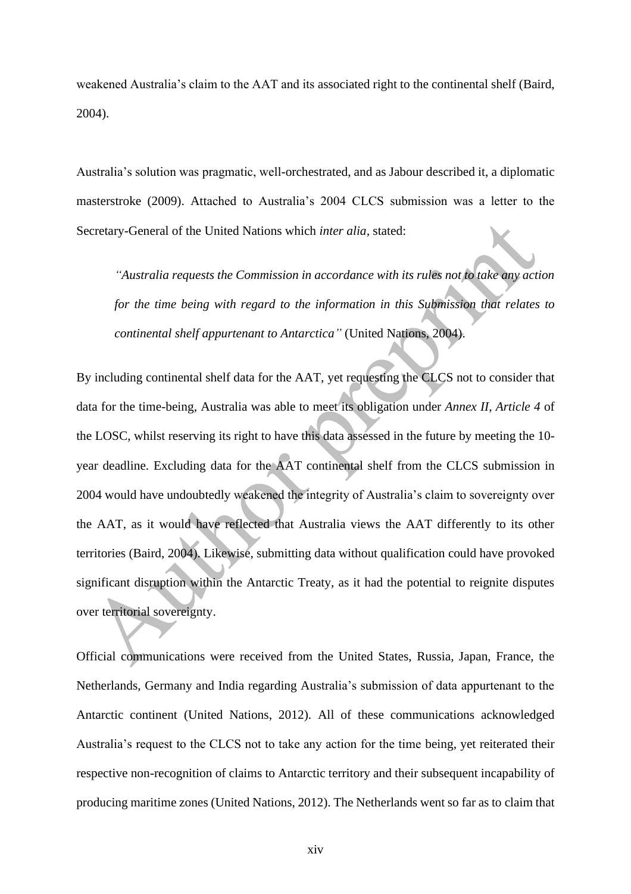weakened Australia's claim to the AAT and its associated right to the continental shelf (Baird, 2004).

Australia's solution was pragmatic, well-orchestrated, and as Jabour described it, a diplomatic masterstroke (2009). Attached to Australia's 2004 CLCS submission was a letter to the Secretary-General of the United Nations which *inter alia*, stated:

> *"Australia requests the Commission in accordance with its rules not to take any action for the time being with regard to the information in this Submission that relates to continental shelf appurtenant to Antarctica"* (United Nations, 2004).

By including continental shelf data for the AAT, yet requesting the CLCS not to consider that data for the time-being, Australia was able to meet its obligation under *Annex II, Article 4* of the LOSC, whilst reserving its right to have this data assessed in the future by meeting the 10-year deadline. Excluding data for the AAT continental shelf from the CLCS submission in 2004 would have undoubtedly weakened the integrity of Australia's claim to sovereignty over the AAT, as it would have reflected that Australia views the AAT differently to its other territories (Baird, 2004). Likewise, submitting data without qualification could have provoked significant disruption within the Antarctic Treaty, as it had the potential to reignite disputes over territorial sovereignty.

Official communications were received from the United States, Russia, Japan, France, the Netherlands, Germany and India regarding Australia's submission of data appurtenant to the Antarctic continent (United Nations, 2012). All of these communications acknowledged Australia's request to the CLCS not to take any action for the time being, yet reiterated their respective non-recognition of claims to Antarctic territory and their subsequent incapability of producing maritime zones (United Nations, 2012). The Netherlands went so far as to claim that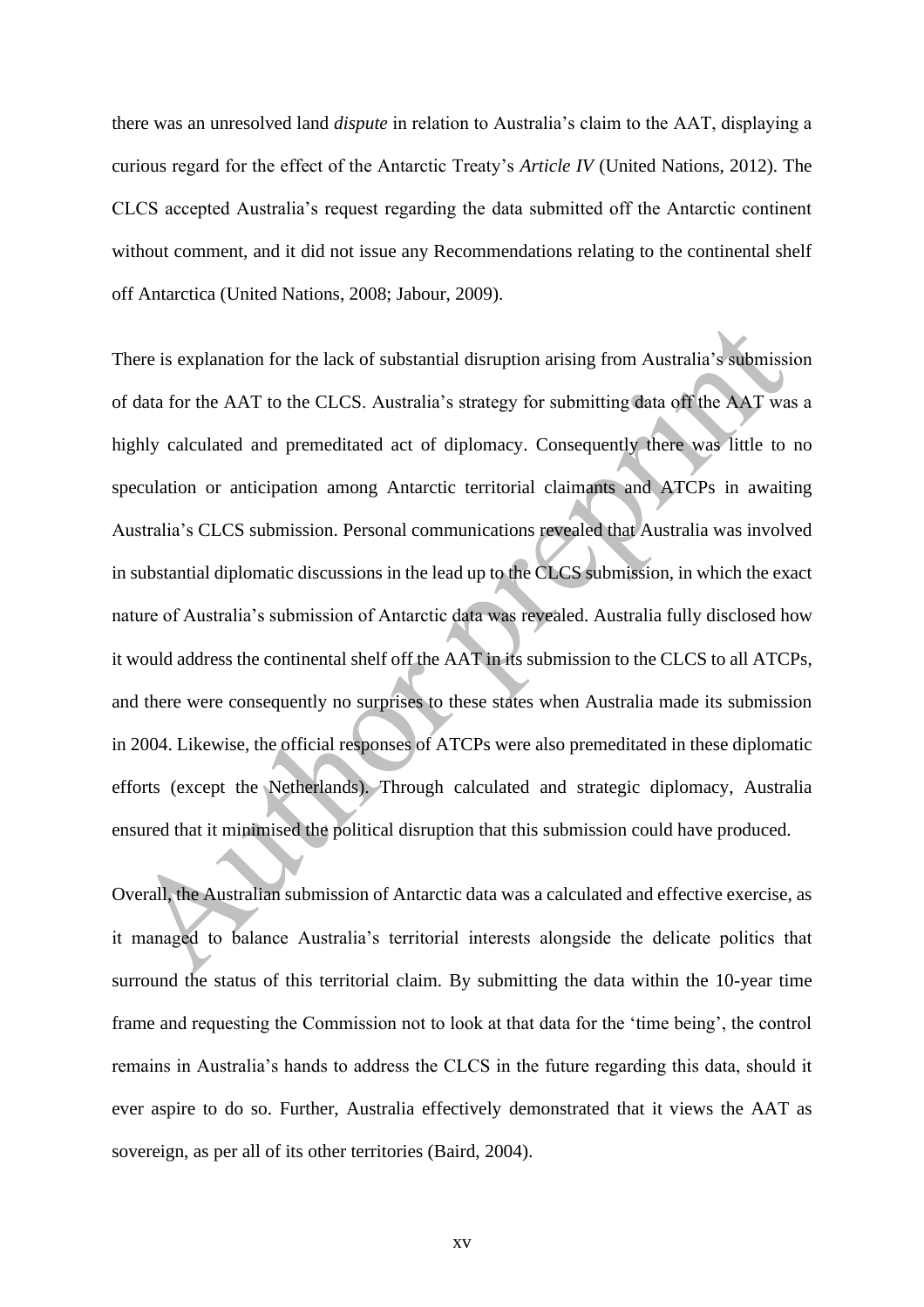there was an unresolved land *dispute* in relation to Australia's claim to the AAT, displaying a curious regard for the effect of the Antarctic Treaty's *Article IV* (United Nations, 2012). The CLCS accepted Australia's request regarding the data submitted off the Antarctic continent without comment, and it did not issue any Recommendations relating to the continental shelf off Antarctica (United Nations, 2008; Jabour, 2009).

There is explanation for the lack of substantial disruption arising from Australia's submission of data for the AAT to the CLCS. Australia's strategy for submitting data off the AAT was a highly calculated and premeditated act of diplomacy. Consequently there was little to no speculation or anticipation among Antarctic territorial claimants and ATCPs in awaiting Australia's CLCS submission. Personal communications revealed that Australia was involved in substantial diplomatic discussions in the lead up to the CLCS submission, in which the exact nature of Australia's submission of Antarctic data was revealed. Australia fully disclosed how it would address the continental shelf off the AAT in its submission to the CLCS to all ATCPs, and there were consequently no surprises to these states when Australia made its submission in 2004. Likewise, the official responses of ATCPs were also premeditated in these diplomatic efforts (except the Netherlands). Through calculated and strategic diplomacy, Australia ensured that it minimised the political disruption that this submission could have produced.

Overall, the Australian submission of Antarctic data was a calculated and effective exercise, as it managed to balance Australia's territorial interests alongside the delicate politics that surround the status of this territorial claim. By submitting the data within the 10-year time frame and requesting the Commission not to look at that data for the 'time being', the control remains in Australia's hands to address the CLCS in the future regarding this data, should it ever aspire to do so. Further, Australia effectively demonstrated that it views the AAT as sovereign, as per all of its other territories (Baird, 2004).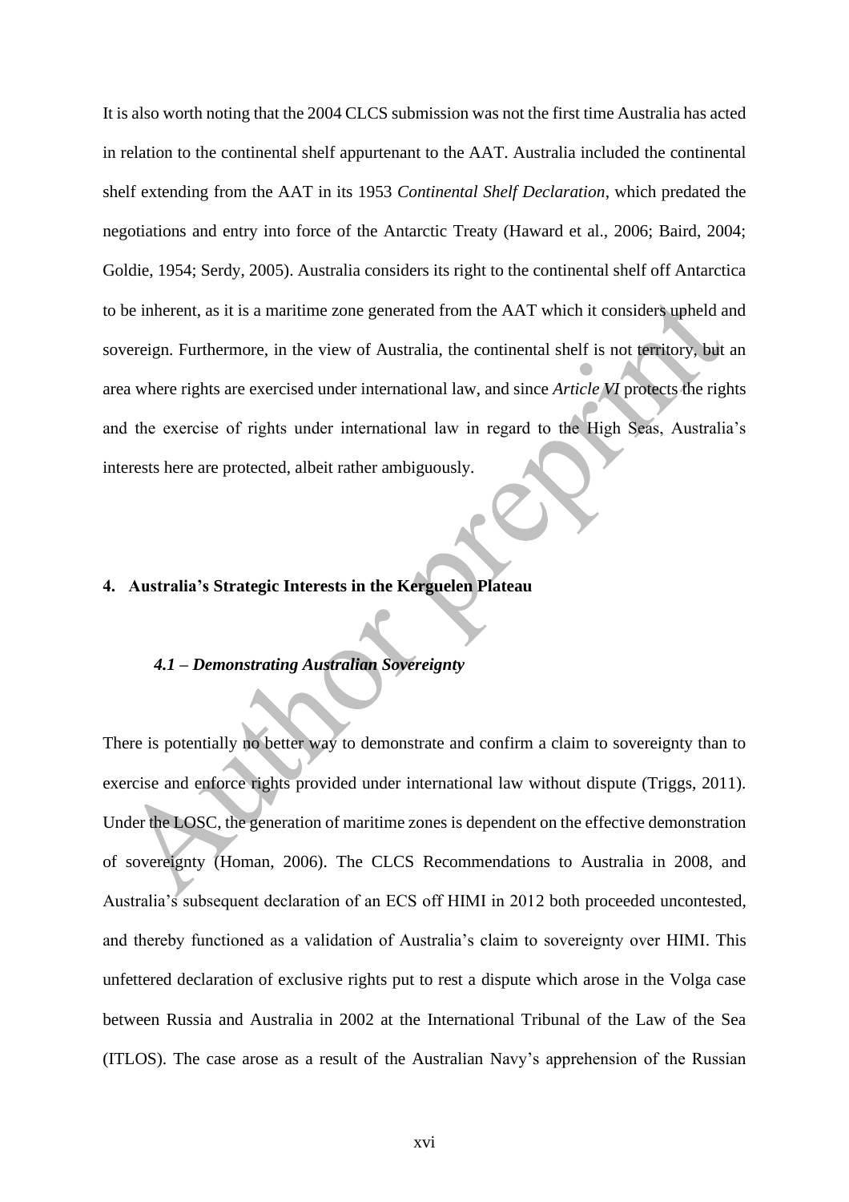It is also worth noting that the 2004 CLCS submission was not the first time Australia has acted in relation to the continental shelf appurtenant to the AAT. Australia included the continental shelf extending from the AAT in its 1953 *Continental Shelf Declaration*, which predated the negotiations and entry into force of the Antarctic Treaty (Haward et al., 2006; Baird, 2004; Goldie, 1954; Serdy, 2005). Australia considers its right to the continental shelf off Antarctica to be inherent, as it is a maritime zone generated from the AAT which it considers upheld and sovereign. Furthermore, in the view of Australia, the continental shelf is not territory, but an area where rights are exercised under international law, and since *Article VI* protects the rights and the exercise of rights under international law in regard to the High Seas, Australia's interests here are protected, albeit rather ambiguously.

## 4. Australia's Strategic Interests in the Kerguelen Plateau

### *4.1 – Demonstrating Australian Sovereignty*

There is potentially no better way to demonstrate and confirm a claim to sovereignty than to exercise and enforce rights provided under international law without dispute (Triggs, 2011). Under the LOSC, the generation of maritime zones is dependent on the effective demonstration of sovereignty (Homan, 2006). The CLCS Recommendations to Australia in 2008, and Australia's subsequent declaration of an ECS off HIMI in 2012 both proceeded uncontested, and thereby functioned as a validation of Australia's claim to sovereignty over HIMI. This unfettered declaration of exclusive rights put to rest a dispute which arose in the Volga case between Russia and Australia in 2002 at the International Tribunal of the Law of the Sea (ITLOS). The case arose as a result of the Australian Navy's apprehension of the Russian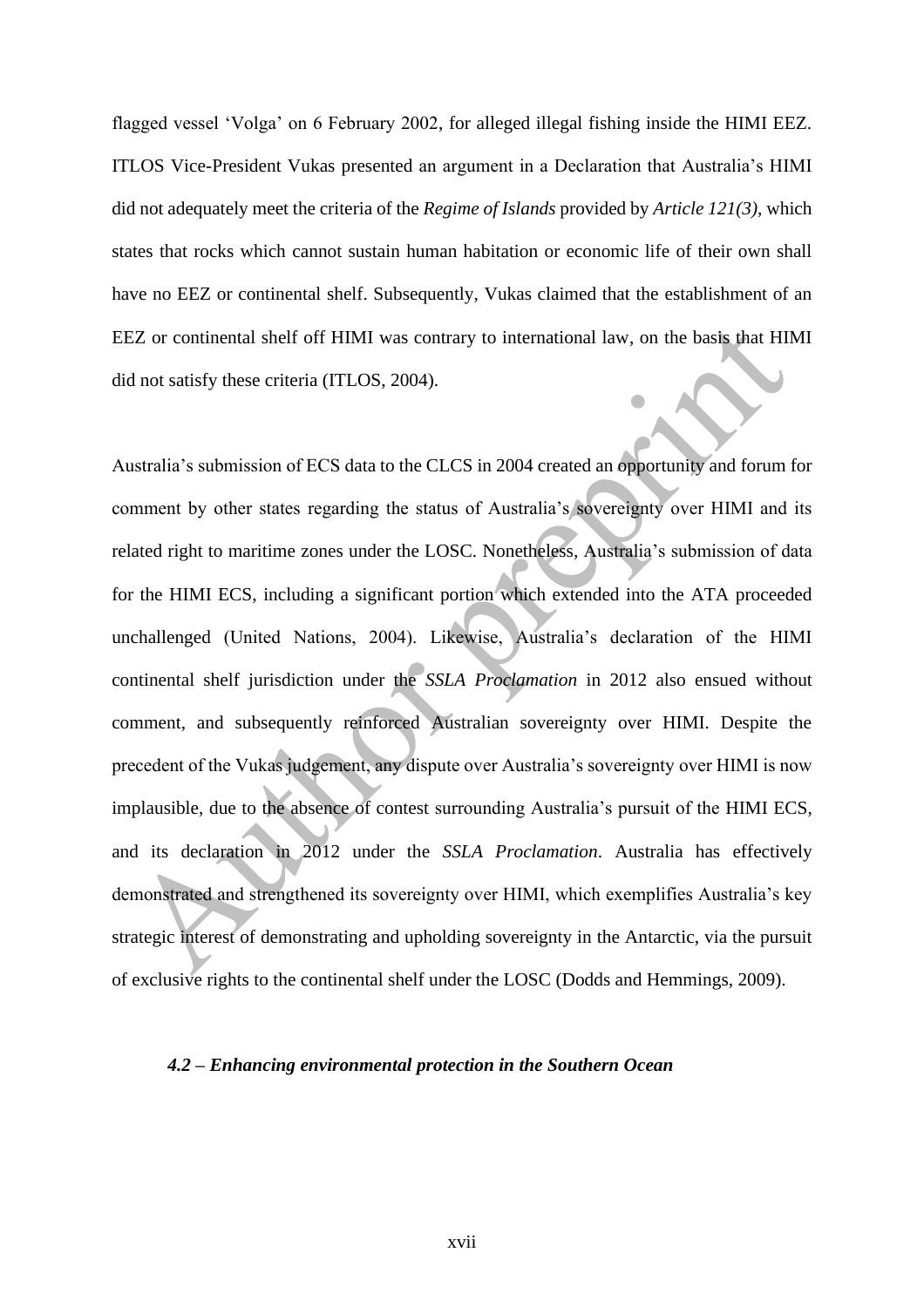flagged vessel 'Volga' on 6 February 2002, for alleged illegal fishing inside the HIMI EEZ. ITLOS Vice-President Vukas presented an argument in a Declaration that Australia's HIMI did not adequately meet the criteria of the *Regime of Islands* provided by *Article 121(3)*, which states that rocks which cannot sustain human habitation or economic life of their own shall have no EEZ or continental shelf. Subsequently, Vukas claimed that the establishment of an EEZ or continental shelf off HIMI was contrary to international law, on the basis that HIMI did not satisfy these criteria (ITLOS, 2004).

Australia's submission of ECS data to the CLCS in 2004 created an opportunity and forum for comment by other states regarding the status of Australia's sovereignty over HIMI and its related right to maritime zones under the LOSC. Nonetheless, Australia's submission of data for the HIMI ECS, including a significant portion which extended into the ATA proceeded unchallenged (United Nations, 2004). Likewise, Australia's declaration of the HIMI continental shelf jurisdiction under the *SSLA Proclamation* in 2012 also ensued without comment, and subsequently reinforced Australian sovereignty over HIMI. Despite the precedent of the Vukas judgement, any dispute over Australia's sovereignty over HIMI is now implausible, due to the absence of contest surrounding Australia's pursuit of the HIMI ECS, and its declaration in 2012 under the *SSLA Proclamation*. Australia has effectively demonstrated and strengthened its sovereignty over HIMI, which exemplifies Australia's key strategic interest of demonstrating and upholding sovereignty in the Antarctic, via the pursuit of exclusive rights to the continental shelf under the LOSC (Dodds and Hemmings, 2009).

### *4.2 – Enhancing environmental protection in the Southern Ocean*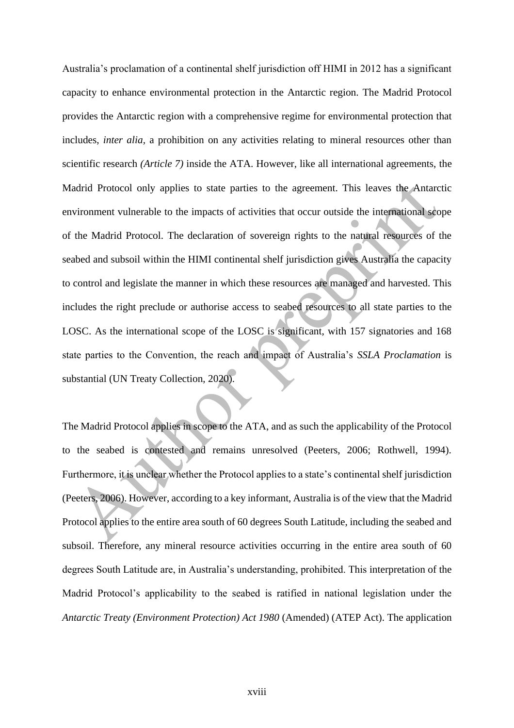Australia's proclamation of a continental shelf jurisdiction off HIMI in 2012 has a significant capacity to enhance environmental protection in the Antarctic region. The Madrid Protocol provides the Antarctic region with a comprehensive regime for environmental protection that includes, *inter alia,* a prohibition on any activities relating to mineral resources other than scientific research *(Article 7)* inside the ATA. However, like all international agreements, the Madrid Protocol only applies to state parties to the agreement. This leaves the Antarctic environment vulnerable to the impacts of activities that occur outside the international scope of the Madrid Protocol. The declaration of sovereign rights to the natural resources of the seabed and subsoil within the HIMI continental shelf jurisdiction gives Australia the capacity to control and legislate the manner in which these resources are managed and harvested. This includes the right preclude or authorise access to seabed resources to all state parties to the LOSC. As the international scope of the LOSC is significant, with 157 signatories and 168 state parties to the Convention, the reach and impact of Australia's *SSLA Proclamation* is substantial (UN Treaty Collection, 2020).

The Madrid Protocol applies in scope to the ATA, and as such the applicability of the Protocol to the seabed is contested and remains unresolved (Peeters, 2006; Rothwell, 1994). Furthermore, it is unclear whether the Protocol applies to a state's continental shelf jurisdiction (Peeters, 2006). However, according to a key informant, Australia is of the view that the Madrid Protocol applies to the entire area south of 60 degrees South Latitude, including the seabed and subsoil. Therefore, any mineral resource activities occurring in the entire area south of 60 degrees South Latitude are, in Australia's understanding, prohibited. This interpretation of the Madrid Protocol's applicability to the seabed is ratified in national legislation under the *Antarctic Treaty (Environment Protection) Act 1980* (Amended) (ATEP Act). The application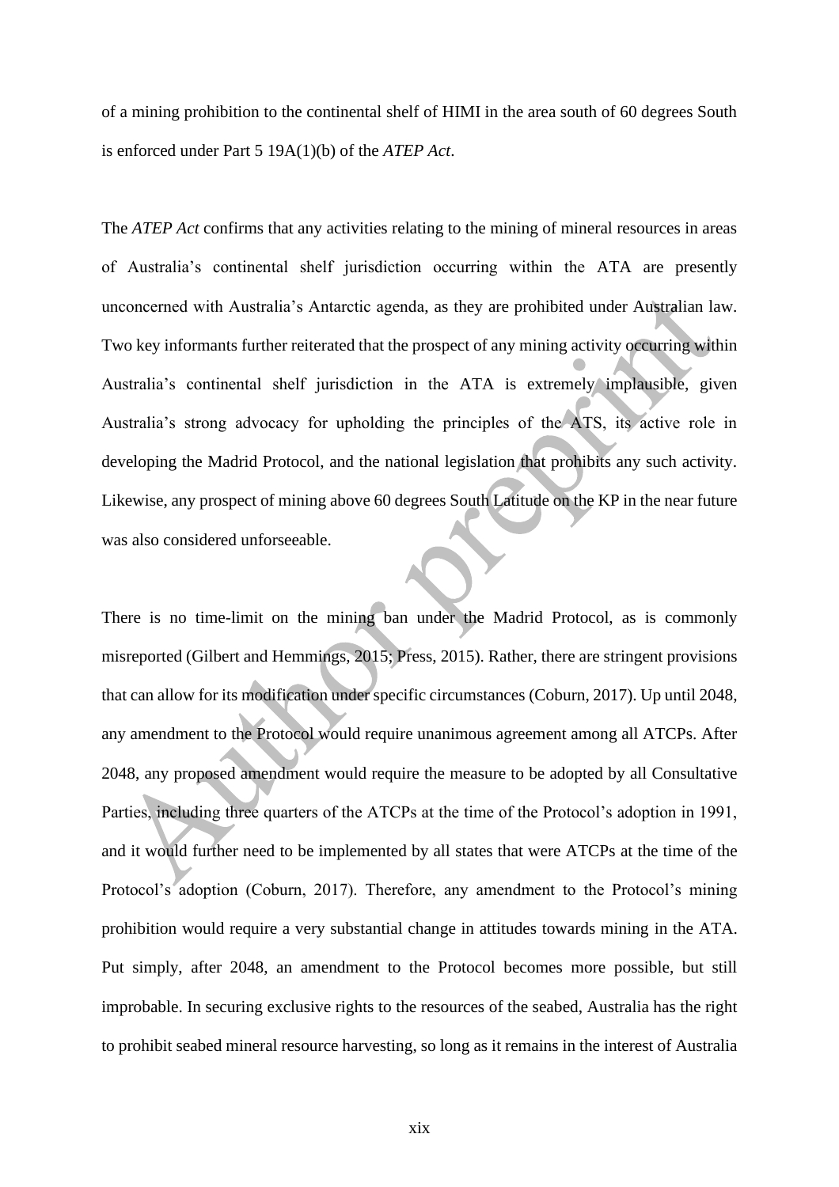of a mining prohibition to the continental shelf of HIMI in the area south of 60 degrees South is enforced under Part 5 19A(1)(b) of the *ATEP Act*.

The *ATEP Act* confirms that any activities relating to the mining of mineral resources in areas of Australia's continental shelf jurisdiction occurring within the ATA are presently unconcerned with Australia's Antarctic agenda, as they are prohibited under Australian law. Two key informants further reiterated that the prospect of any mining activity occurring within Australia's continental shelf jurisdiction in the ATA is extremely implausible, given Australia's strong advocacy for upholding the principles of the ATS, its active role in developing the Madrid Protocol, and the national legislation that prohibits any such activity. Likewise, any prospect of mining above 60 degrees South Latitude on the KP in the near future was also considered unforseeable.

There is no time-limit on the mining ban under the Madrid Protocol, as is commonly misreported (Gilbert and Hemmings, 2015; Press, 2015). Rather, there are stringent provisions that can allow for its modification under specific circumstances (Coburn, 2017). Up until 2048, any amendment to the Protocol would require unanimous agreement among all ATCPs. After 2048, any proposed amendment would require the measure to be adopted by all Consultative Parties, including three quarters of the ATCPs at the time of the Protocol's adoption in 1991, and it would further need to be implemented by all states that were ATCPs at the time of the Protocol's adoption (Coburn, 2017). Therefore, any amendment to the Protocol's mining prohibition would require a very substantial change in attitudes towards mining in the ATA. Put simply, after 2048, an amendment to the Protocol becomes more possible, but still improbable. In securing exclusive rights to the resources of the seabed, Australia has the right to prohibit seabed mineral resource harvesting, so long as it remains in the interest of Australia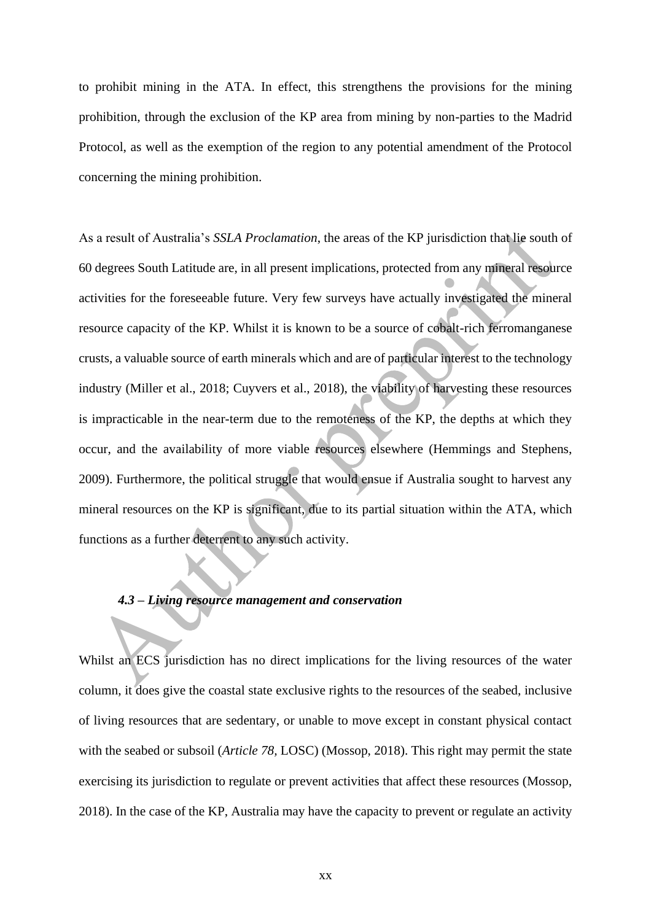to prohibit mining in the ATA. In effect, this strengthens the provisions for the mining prohibition, through the exclusion of the KP area from mining by non-parties to the Madrid Protocol, as well as the exemption of the region to any potential amendment of the Protocol concerning the mining prohibition.

As a result of Australia's *SSLA Proclamation*, the areas of the KP jurisdiction that lie south of 60 degrees South Latitude are, in all present implications, protected from any mineral resource activities for the foreseeable future. Very few surveys have actually investigated the mineral resource capacity of the KP. Whilst it is known to be a source of cobalt-rich ferromanganese crusts, a valuable source of earth minerals which and are of particular interest to the technology industry (Miller et al., 2018; Cuyvers et al., 2018), the viability of harvesting these resources is impracticable in the near-term due to the remoteness of the KP, the depths at which they occur, and the availability of more viable resources elsewhere (Hemmings and Stephens, 2009). Furthermore, the political struggle that would ensue if Australia sought to harvest any mineral resources on the KP is significant, due to its partial situation within the ATA, which functions as a further deterrent to any such activity.

### *4.3 – Living resource management and conservation*

Whilst an ECS jurisdiction has no direct implications for the living resources of the water column, it does give the coastal state exclusive rights to the resources of the seabed, inclusive of living resources that are sedentary, or unable to move except in constant physical contact with the seabed or subsoil (*Article 78,* LOSC) (Mossop, 2018). This right may permit the state exercising its jurisdiction to regulate or prevent activities that affect these resources (Mossop, 2018). In the case of the KP, Australia may have the capacity to prevent or regulate an activity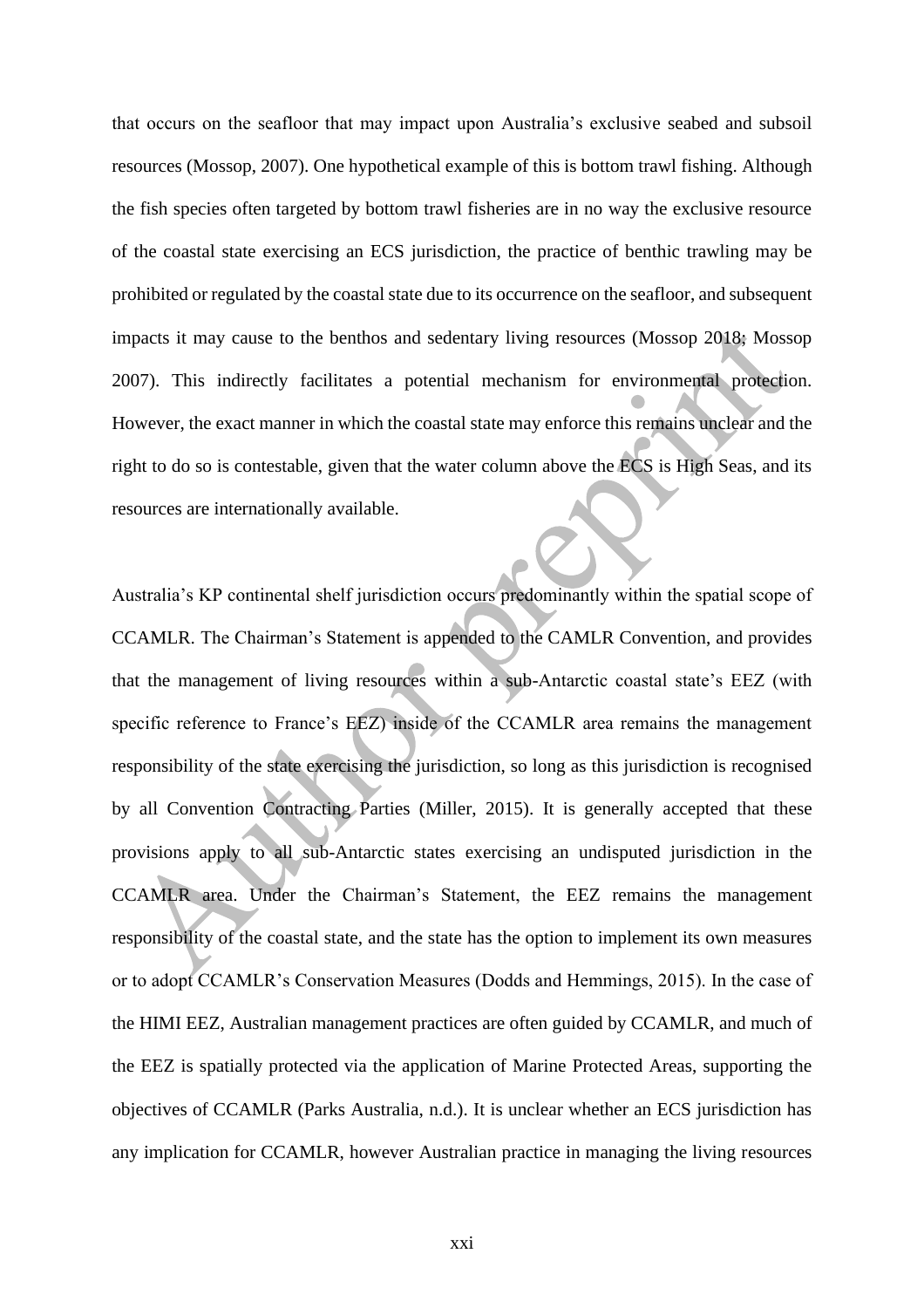that occurs on the seafloor that may impact upon Australia's exclusive seabed and subsoil resources (Mossop, 2007). One hypothetical example of this is bottom trawl fishing. Although the fish species often targeted by bottom trawl fisheries are in no way the exclusive resource of the coastal state exercising an ECS jurisdiction, the practice of benthic trawling may be prohibited or regulated by the coastal state due to its occurrence on the seafloor, and subsequent impacts it may cause to the benthos and sedentary living resources (Mossop 2018; Mossop 2007). This indirectly facilitates a potential mechanism for environmental protection. However, the exact manner in which the coastal state may enforce this remains unclear and the right to do so is contestable, given that the water column above the ECS is High Seas, and its resources are internationally available.

Australia's KP continental shelf jurisdiction occurs predominantly within the spatial scope of CCAMLR. The Chairman's Statement is appended to the CAMLR Convention, and provides that the management of living resources within a sub-Antarctic coastal state's EEZ (with specific reference to France's EEZ) inside of the CCAMLR area remains the management responsibility of the state exercising the jurisdiction, so long as this jurisdiction is recognised by all Convention Contracting Parties (Miller, 2015). It is generally accepted that these provisions apply to all sub-Antarctic states exercising an undisputed jurisdiction in the CCAMLR area. Under the Chairman's Statement, the EEZ remains the management responsibility of the coastal state, and the state has the option to implement its own measures or to adopt CCAMLR's Conservation Measures (Dodds and Hemmings, 2015). In the case of the HIMI EEZ, Australian management practices are often guided by CCAMLR, and much of the EEZ is spatially protected via the application of Marine Protected Areas, supporting the objectives of CCAMLR (Parks Australia, n.d.). It is unclear whether an ECS jurisdiction has any implication for CCAMLR, however Australian practice in managing the living resources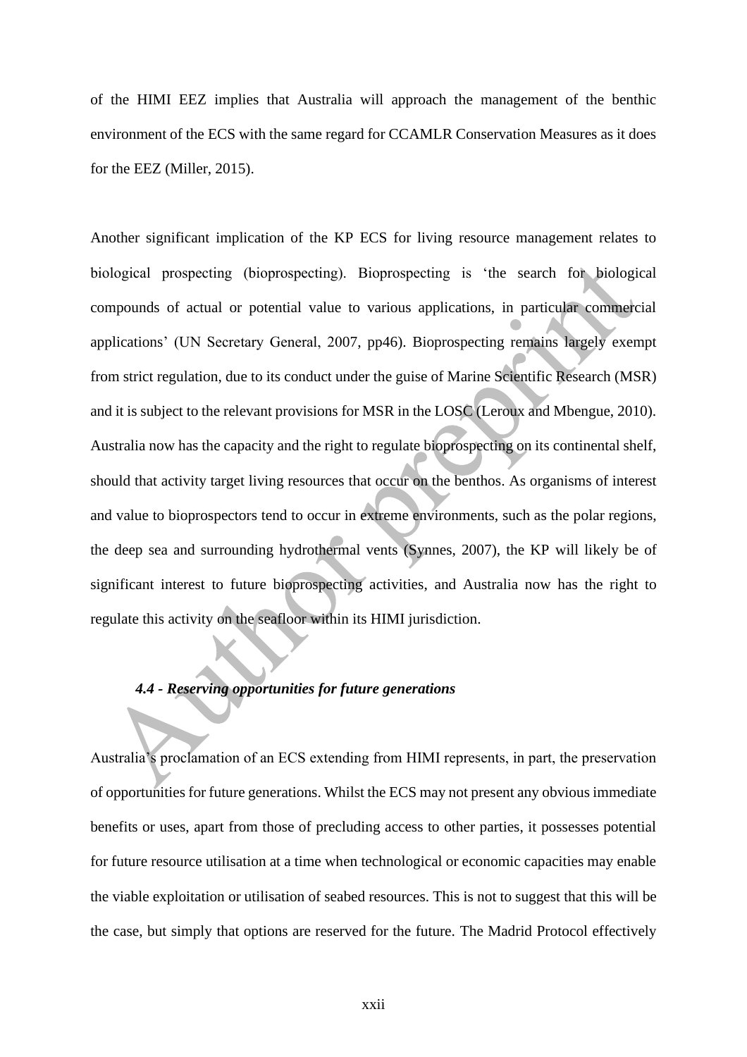of the HIMI EEZ implies that Australia will approach the management of the benthic environment of the ECS with the same regard for CCAMLR Conservation Measures as it does for the EEZ (Miller, 2015).

Another significant implication of the KP ECS for living resource management relates to biological prospecting (bioprospecting). Bioprospecting is 'the search for biological compounds of actual or potential value to various applications, in particular commercial applications' (UN Secretary General, 2007, pp46). Bioprospecting remains largely exempt from strict regulation, due to its conduct under the guise of Marine Scientific Research (MSR) and it is subject to the relevant provisions for MSR in the LOSC (Leroux and Mbengue, 2010). Australia now has the capacity and the right to regulate bioprospecting on its continental shelf, should that activity target living resources that occur on the benthos. As organisms of interest and value to bioprospectors tend to occur in extreme environments, such as the polar regions, the deep sea and surrounding hydrothermal vents (Synnes, 2007), the KP will likely be of significant interest to future bioprospecting activities, and Australia now has the right to regulate this activity on the seafloor within its HIMI jurisdiction.

### *4.4 - Reserving opportunities for future generations*

Australia's proclamation of an ECS extending from HIMI represents, in part, the preservation of opportunities for future generations. Whilst the ECS may not present any obvious immediate benefits or uses, apart from those of precluding access to other parties, it possesses potential for future resource utilisation at a time when technological or economic capacities may enable the viable exploitation or utilisation of seabed resources. This is not to suggest that this will be the case, but simply that options are reserved for the future. The Madrid Protocol effectively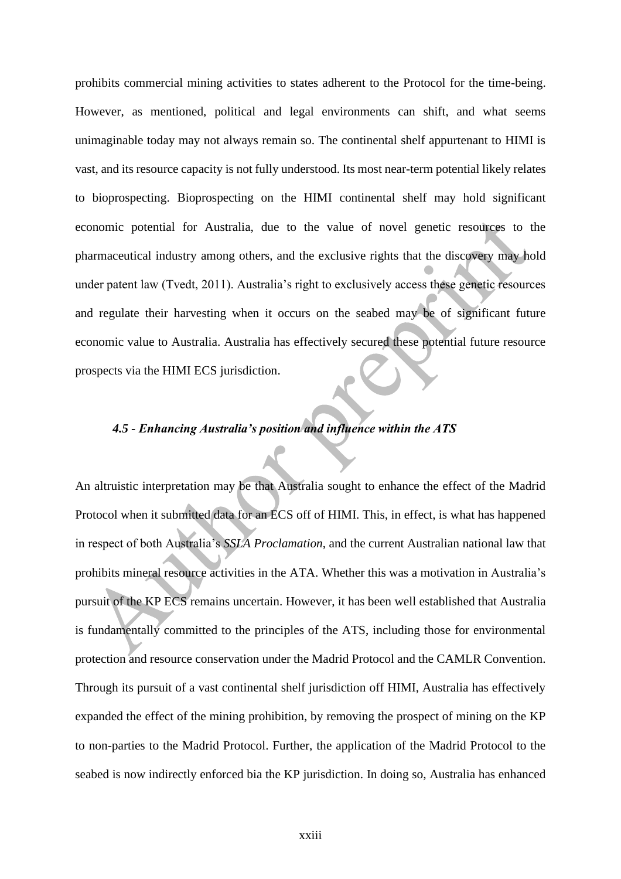prohibits commercial mining activities to states adherent to the Protocol for the time-being. However, as mentioned, political and legal environments can shift, and what seems unimaginable today may not always remain so. The continental shelf appurtenant to HIMI is vast, and its resource capacity is not fully understood. Its most near-term potential likely relates to bioprospecting. Bioprospecting on the HIMI continental shelf may hold significant economic potential for Australia, due to the value of novel genetic resources to the pharmaceutical industry among others, and the exclusive rights that the discovery may hold under patent law (Tvedt, 2011). Australia's right to exclusively access these genetic resources and regulate their harvesting when it occurs on the seabed may be of significant future economic value to Australia. Australia has effectively secured these potential future resource prospects via the HIMI ECS jurisdiction.

### *4.5 - Enhancing Australia's position and influence within the ATS*

An altruistic interpretation may be that Australia sought to enhance the effect of the Madrid Protocol when it submitted data for an ECS off of HIMI. This, in effect, is what has happened in respect of both Australia's *SSLA Proclamation*, and the current Australian national law that prohibits mineral resource activities in the ATA. Whether this was a motivation in Australia's pursuit of the KP ECS remains uncertain. However, it has been well established that Australia is fundamentally committed to the principles of the ATS, including those for environmental protection and resource conservation under the Madrid Protocol and the CAMLR Convention. Through its pursuit of a vast continental shelf jurisdiction off HIMI, Australia has effectively expanded the effect of the mining prohibition, by removing the prospect of mining on the KP to non-parties to the Madrid Protocol. Further, the application of the Madrid Protocol to the seabed is now indirectly enforced bia the KP jurisdiction. In doing so, Australia has enhanced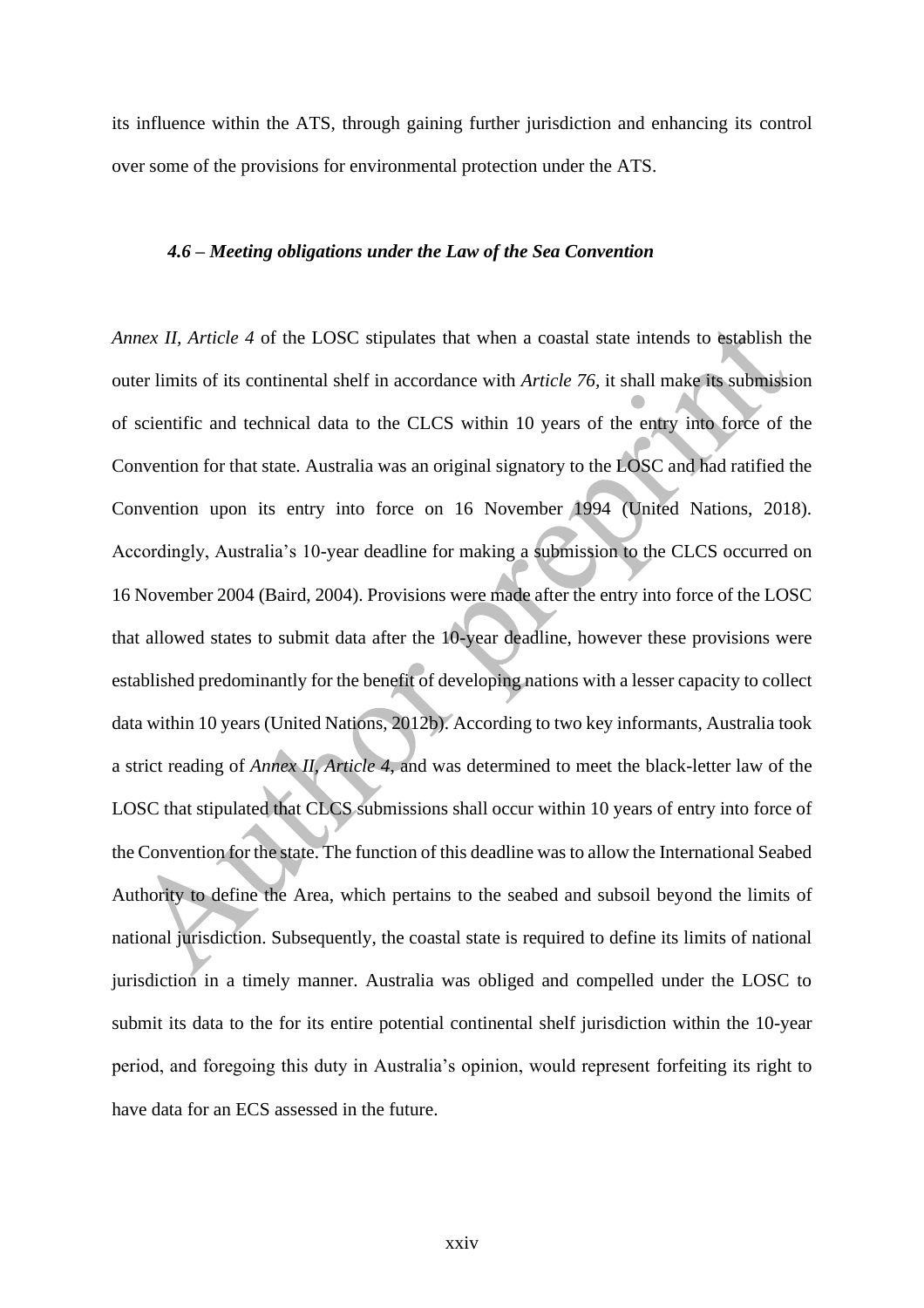its influence within the ATS, through gaining further jurisdiction and enhancing its control over some of the provisions for environmental protection under the ATS.

### *4.6 – Meeting obligations under the Law of the Sea Convention*

*Annex II, Article 4* of the LOSC stipulates that when a coastal state intends to establish the outer limits of its continental shelf in accordance with *Article 76,* it shall make its submission of scientific and technical data to the CLCS within 10 years of the entry into force of the Convention for that state. Australia was an original signatory to the LOSC and had ratified the Convention upon its entry into force on 16 November 1994 (United Nations, 2018). Accordingly, Australia's 10-year deadline for making a submission to the CLCS occurred on 16 November 2004 (Baird, 2004). Provisions were made after the entry into force of the LOSC that allowed states to submit data after the 10-year deadline, however these provisions were established predominantly for the benefit of developing nations with a lesser capacity to collect data within 10 years (United Nations, 2012b). According to two key informants, Australia took a strict reading of *Annex II, Article 4*, and was determined to meet the black-letter law of the LOSC that stipulated that CLCS submissions shall occur within 10 years of entry into force of the Convention for the state. The function of this deadline was to allow the International Seabed Authority to define the Area, which pertains to the seabed and subsoil beyond the limits of national jurisdiction. Subsequently, the coastal state is required to define its limits of national jurisdiction in a timely manner. Australia was obliged and compelled under the LOSC to submit its data to the for its entire potential continental shelf jurisdiction within the 10-year period, and foregoing this duty in Australia's opinion, would represent forfeiting its right to have data for an ECS assessed in the future.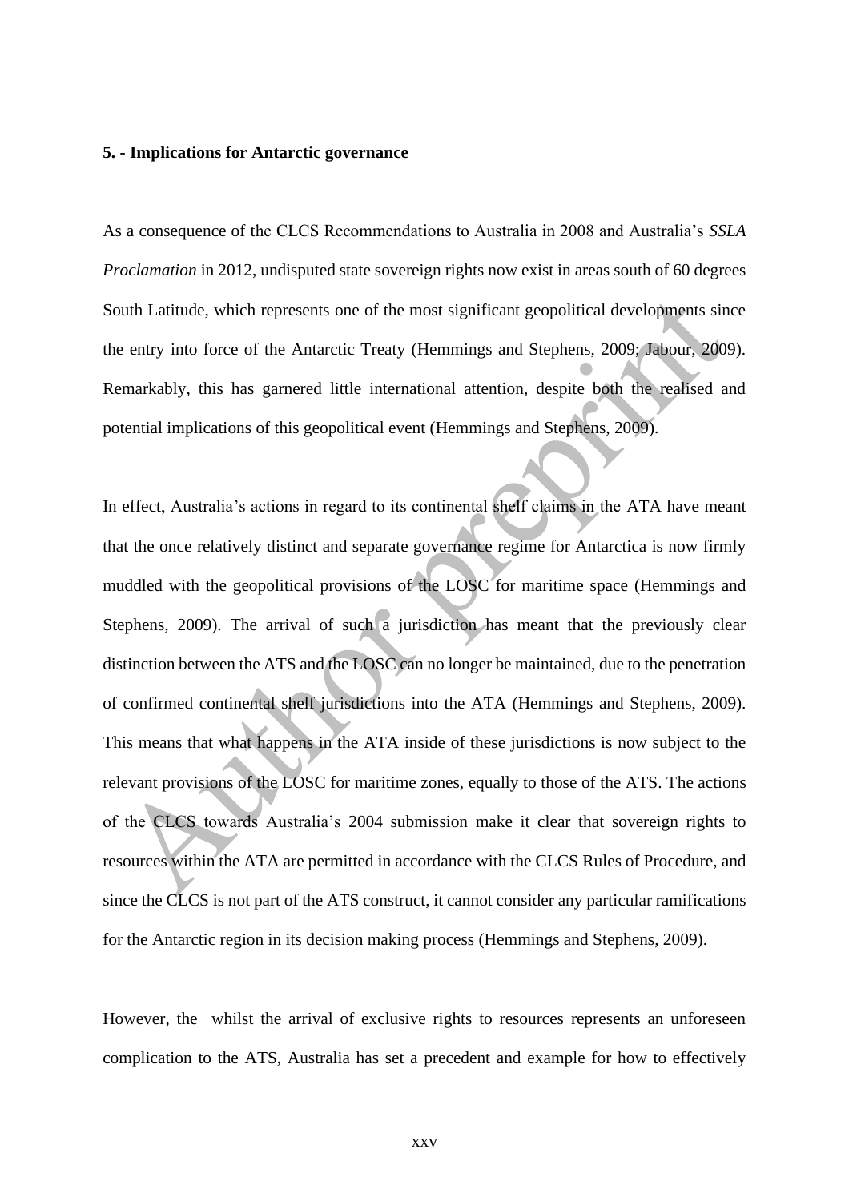**5. - Implications for Antarctic governance**

As a consequence of the CLCS Recommendations to Australia in 2008 and Australia's *SSLA Proclamation* in 2012, undisputed state sovereign rights now exist in areas south of 60 degrees South Latitude, which represents one of the most significant geopolitical developments since the entry into force of the Antarctic Treaty (Hemmings and Stephens, 2009; Jabour, 2009). Remarkably, this has garnered little international attention, despite both the realised and potential implications of this geopolitical event (Hemmings and Stephens, 2009).

In effect, Australia's actions in regard to its continental shelf claims in the ATA have meant that the once relatively distinct and separate governance regime for Antarctica is now firmly muddled with the geopolitical provisions of the LOSC for maritime space (Hemmings and Stephens, 2009). The arrival of such a jurisdiction has meant that the previously clear distinction between the ATS and the LOSC can no longer be maintained, due to the penetration of confirmed continental shelf jurisdictions into the ATA (Hemmings and Stephens, 2009). This means that what happens in the ATA inside of these jurisdictions is now subject to the relevant provisions of the LOSC for maritime zones, equally to those of the ATS. The actions of the CLCS towards Australia's 2004 submission make it clear that sovereign rights to resources within the ATA are permitted in accordance with the CLCS Rules of Procedure, and since the CLCS is not part of the ATS construct, it cannot consider any particular ramifications for the Antarctic region in its decision making process (Hemmings and Stephens, 2009).

However, the whilst the arrival of exclusive rights to resources represents an unforeseen complication to the ATS, Australia has set a precedent and example for how to effectively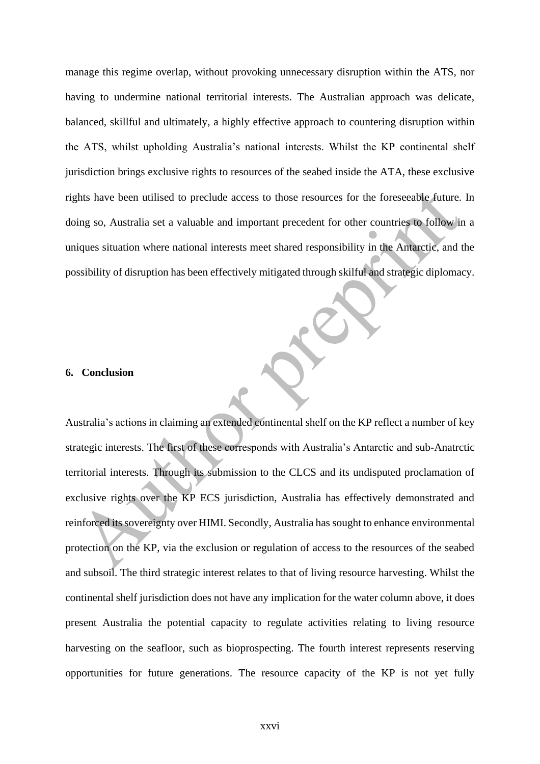manage this regime overlap, without provoking unnecessary disruption within the ATS, nor having to undermine national territorial interests. The Australian approach was delicate, balanced, skillful and ultimately, a highly effective approach to countering disruption within the ATS, whilst upholding Australia's national interests. Whilst the KP continental shelf jurisdiction brings exclusive rights to resources of the seabed inside the ATA, these exclusive rights have been utilised to preclude access to those resources for the foreseeable future. In doing so, Australia set a valuable and important precedent for other countries to follow in a uniques situation where national interests meet shared responsibility in the Antarctic, and the possibility of disruption has been effectively mitigated through skilful and strategic diplomacy.

## 6. Conclusion

Australia's actions in claiming an extended continental shelf on the KP reflect a number of key strategic interests. The first of these corresponds with Australia's Antarctic and sub-Anatrctic territorial interests. Through its submission to the CLCS and its undisputed proclamation of exclusive rights over the KP ECS jurisdiction, Australia has effectively demonstrated and reinforced its sovereignty over HIMI. Secondly, Australia has sought to enhance environmental protection on the KP, via the exclusion or regulation of access to the resources of the seabed and subsoil. The third strategic interest relates to that of living resource harvesting. Whilst the continental shelf jurisdiction does not have any implication for the water column above, it does present Australia the potential capacity to regulate activities relating to living resource harvesting on the seafloor, such as bioprospecting. The fourth interest represents reserving opportunities for future generations. The resource capacity of the KP is not yet fully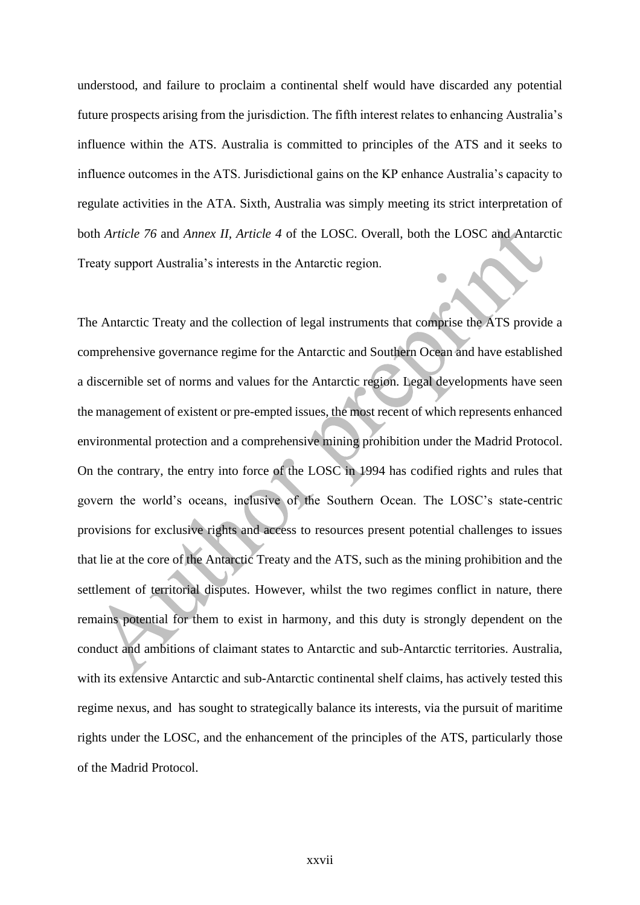understood, and failure to proclaim a continental shelf would have discarded any potential future prospects arising from the jurisdiction. The fifth interest relates to enhancing Australia's influence within the ATS. Australia is committed to principles of the ATS and it seeks to influence outcomes in the ATS. Jurisdictional gains on the KP enhance Australia's capacity to regulate activities in the ATA. Sixth, Australia was simply meeting its strict interpretation of both *Article 76* and *Annex II, Article 4* of the LOSC. Overall, both the LOSC and Antarctic Treaty support Australia's interests in the Antarctic region.

The Antarctic Treaty and the collection of legal instruments that comprise the ATS provide a comprehensive governance regime for the Antarctic and Southern Ocean and have established a discernible set of norms and values for the Antarctic region. Legal developments have seen the management of existent or pre-empted issues, the most recent of which represents enhanced environmental protection and a comprehensive mining prohibition under the Madrid Protocol. On the contrary, the entry into force of the LOSC in 1994 has codified rights and rules that govern the world's oceans, inclusive of the Southern Ocean. The LOSC's state-centric provisions for exclusive rights and access to resources present potential challenges to issues that lie at the core of the Antarctic Treaty and the ATS, such as the mining prohibition and the settlement of territorial disputes. However, whilst the two regimes conflict in nature, there remains potential for them to exist in harmony, and this duty is strongly dependent on the conduct and ambitions of claimant states to Antarctic and sub-Antarctic territories. Australia, with its extensive Antarctic and sub-Antarctic continental shelf claims, has actively tested this regime nexus, and has sought to strategically balance its interests, via the pursuit of maritime rights under the LOSC, and the enhancement of the principles of the ATS, particularly those of the Madrid Protocol.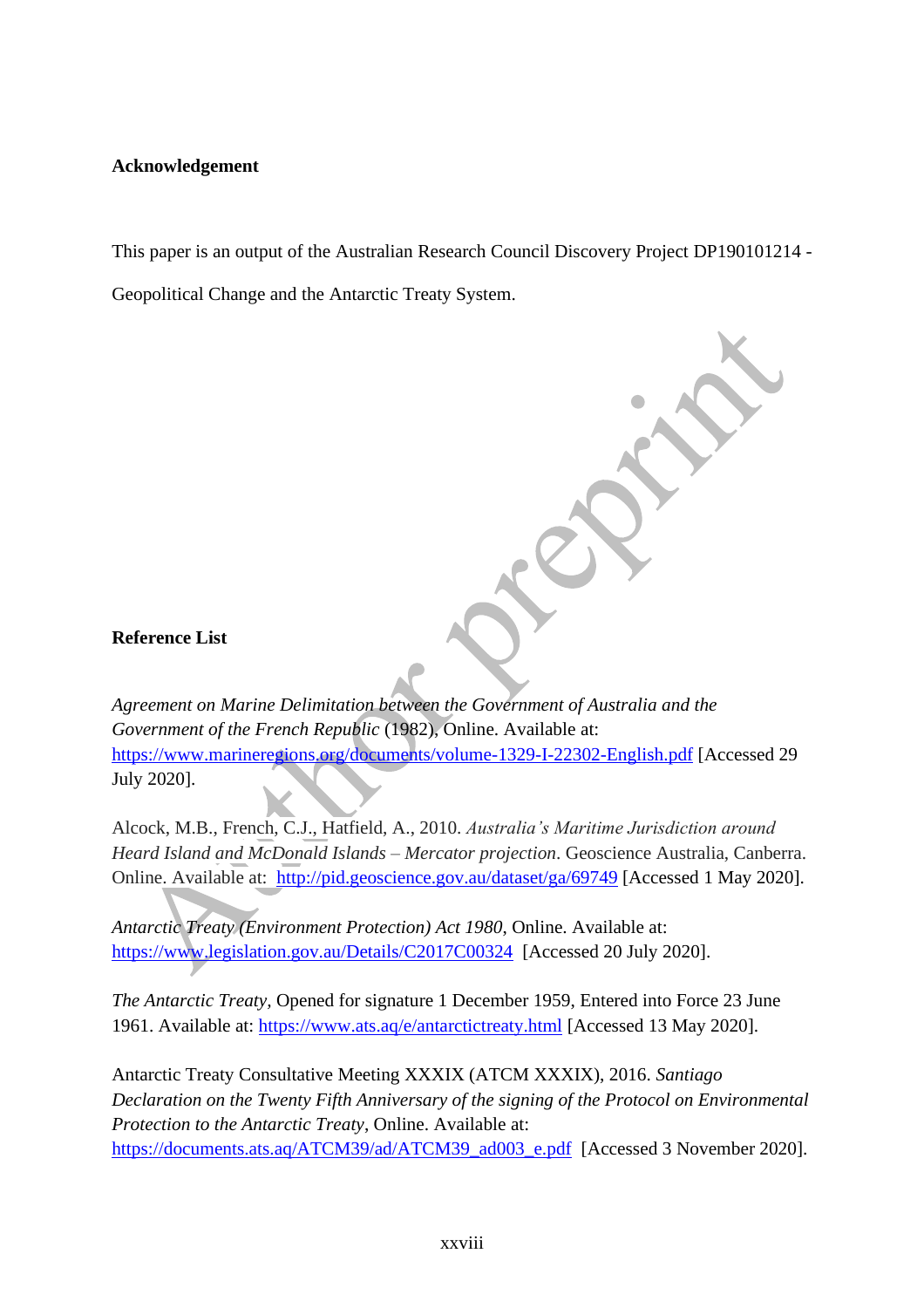**Acknowledgement**

This paper is an output of the Australian Research Council Discovery Project DP190101214 - Geopolitical Change and the Antarctic Treaty System.

**Reference List**

*Agreement on Marine Delimitation between the Government of Australia and the Government of the French Republic* (1982), Online. Available at: https://www.marineregions.org/documents/volume-1329-I-22302-English.pdf [Accessed 29 July 2020].

Alcock, M.B., French, C.J., Hatfield, A., 2010. *Australia's Maritime Jurisdiction around Heard Island and McDonald Islands – Mercator projection*. Geoscience Australia, Canberra. Online. Available at: http://pid.geoscience.gov.au/dataset/ga/69749 [Accessed 1 May 2020].

*Antarctic Treaty (Environment Protection) Act 1980*, Online. Available at: https://www.legislation.gov.au/Details/C2017C00324 [Accessed 20 July 2020].

*The Antarctic Treaty*, Opened for signature 1 December 1959, Entered into Force 23 June 1961. Available at: https://www.ats.aq/e/antarctictreaty.html [Accessed 13 May 2020].

Antarctic Treaty Consultative Meeting XXXIX (ATCM XXXIX), 2016. *Santiago Declaration on the Twenty Fifth Anniversary of the signing of the Protocol on Environmental Protection to the Antarctic Treaty*, Online. Available at: https://documents.ats.aq/ATCM39/ad/ATCM39_ad003_e.pdf [Accessed 3 November 2020].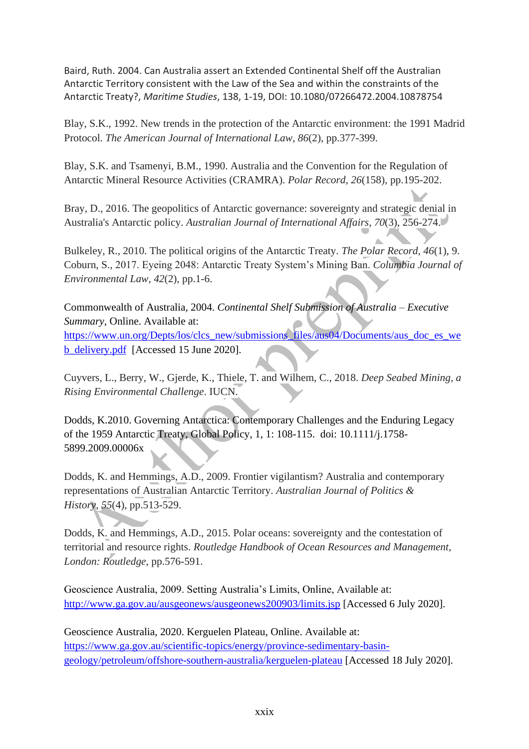Baird, Ruth. 2004. Can Australia assert an Extended Continental Shelf off the Australian Antarctic Territory consistent with the Law of the Sea and within the constraints of the Antarctic Treaty?, *Maritime Studies*, 138, 1-19, DOI: 10.1080/07266472.2004.10878754

Blay, S.K., 1992. New trends in the protection of the Antarctic environment: the 1991 Madrid Protocol. *The American Journal of International Law*, *86*(2), pp.377-399.

Blay, S.K. and Tsamenyi, B.M., 1990. Australia and the Convention for the Regulation of Antarctic Mineral Resource Activities (CRAMRA). *Polar Record*, *26*(158), pp.195-202.

Bray, D., 2016. The geopolitics of Antarctic governance: sovereignty and strategic denial in Australia's Antarctic policy. *Australian Journal of International Affairs*, *70*(3), 256-274.

Bulkeley, R., 2010. The political origins of the Antarctic Treaty. *The Polar Record*, *46*(1), 9.
Coburn, S., 2017. Eyeing 2048: Antarctic Treaty System's Mining Ban. *Columbia Journal of Environmental Law*, *42*(2), pp.1-6.

Commonwealth of Australia, 2004. *Continental Shelf Submission of Australia – Executive Summary*, Online. Available at:
https://www.un.org/Depts/los/clcs_new/submissions_files/aus04/Documents/aus_doc_es_web_delivery.pdf [Accessed 15 June 2020].

Cuyvers, L., Berry, W., Gjerde, K., Thiele, T. and Wilhem, C., 2018. *Deep Seabed Mining, a Rising Environmental Challenge*. IUCN.

Dodds, K.2010. Governing Antarctica: Contemporary Challenges and the Enduring Legacy of the 1959 Antarctic Treaty, Global Policy, 1, 1: 108-115. doi: 10.1111/j.1758-5899.2009.00006x

Dodds, K. and Hemmings, A.D., 2009. Frontier vigilantism? Australia and contemporary representations of Australian Antarctic Territory. *Australian Journal of Politics & History*, *55*(4), pp.513-529.

Dodds, K. and Hemmings, A.D., 2015. Polar oceans: sovereignty and the contestation of territorial and resource rights. *Routledge Handbook of Ocean Resources and Management, London: Routledge*, pp.576-591.

Geoscience Australia, 2009. Setting Australia's Limits, Online, Available at:
http://www.ga.gov.au/ausgeonews/ausgeonews200903/limits.jsp [Accessed 6 July 2020].

Geoscience Australia, 2020. Kerguelen Plateau, Online. Available at:
https://www.ga.gov.au/scientific-topics/energy/province-sedimentary-basin-geology/petroleum/offshore-southern-australia/kerguelen-plateau [Accessed 18 July 2020].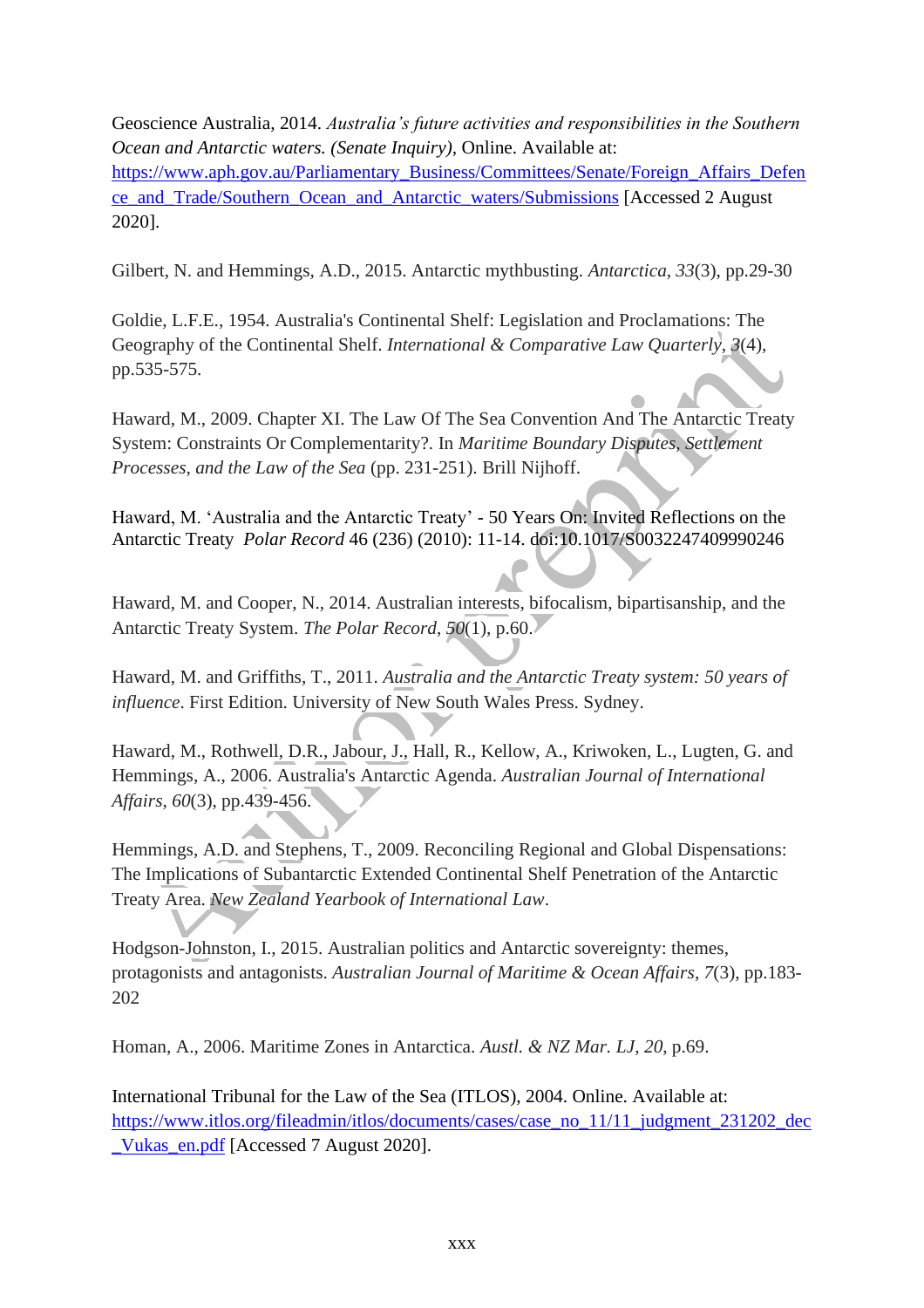Geoscience Australia, 2014. *Australia's future activities and responsibilities in the Southern Ocean and Antarctic waters. (Senate Inquiry)*, Online. Available at: https://www.aph.gov.au/Parliamentary_Business/Committees/Senate/Foreign_Affairs_Defence_and_Trade/Southern_Ocean_and_Antarctic_waters/Submissions [Accessed 2 August 2020].

Gilbert, N. and Hemmings, A.D., 2015. Antarctic mythbusting. *Antarctica*, *33*(3), pp.29-30

Goldie, L.F.E., 1954. Australia's Continental Shelf: Legislation and Proclamations: The Geography of the Continental Shelf. *International & Comparative Law Quarterly*, *3*(4), pp.535-575.

Haward, M., 2009. Chapter XI. The Law Of The Sea Convention And The Antarctic Treaty System: Constraints Or Complementarity?. In *Maritime Boundary Disputes, Settlement Processes, and the Law of the Sea* (pp. 231-251). Brill Nijhoff.

Haward, M. 'Australia and the Antarctic Treaty' - 50 Years On: Invited Reflections on the Antarctic Treaty *Polar Record* 46 (236) (2010): 11-14. doi:10.1017/S0032247409990246

Haward, M. and Cooper, N., 2014. Australian interests, bifocalism, bipartisanship, and the Antarctic Treaty System. *The Polar Record*, *50*(1), p.60.

Haward, M. and Griffiths, T., 2011. *Australia and the Antarctic Treaty system: 50 years of influence*. First Edition. University of New South Wales Press. Sydney.

Haward, M., Rothwell, D.R., Jabour, J., Hall, R., Kellow, A., Kriwoken, L., Lugten, G. and Hemmings, A., 2006. Australia's Antarctic Agenda. *Australian Journal of International Affairs*, *60*(3), pp.439-456.

Hemmings, A.D. and Stephens, T., 2009. Reconciling Regional and Global Dispensations: The Implications of Subantarctic Extended Continental Shelf Penetration of the Antarctic Treaty Area. *New Zealand Yearbook of International Law*.

Hodgson-Johnston, I., 2015. Australian politics and Antarctic sovereignty: themes, protagonists and antagonists. *Australian Journal of Maritime & Ocean Affairs*, *7*(3), pp.183-202

Homan, A., 2006. Maritime Zones in Antarctica. *Austl. & NZ Mar. LJ*, *20*, p.69.

International Tribunal for the Law of the Sea (ITLOS), 2004. Online. Available at: https://www.itlos.org/fileadmin/itlos/documents/cases/case_no_11/11_judgment_231202_dec_Vukas_en.pdf [Accessed 7 August 2020].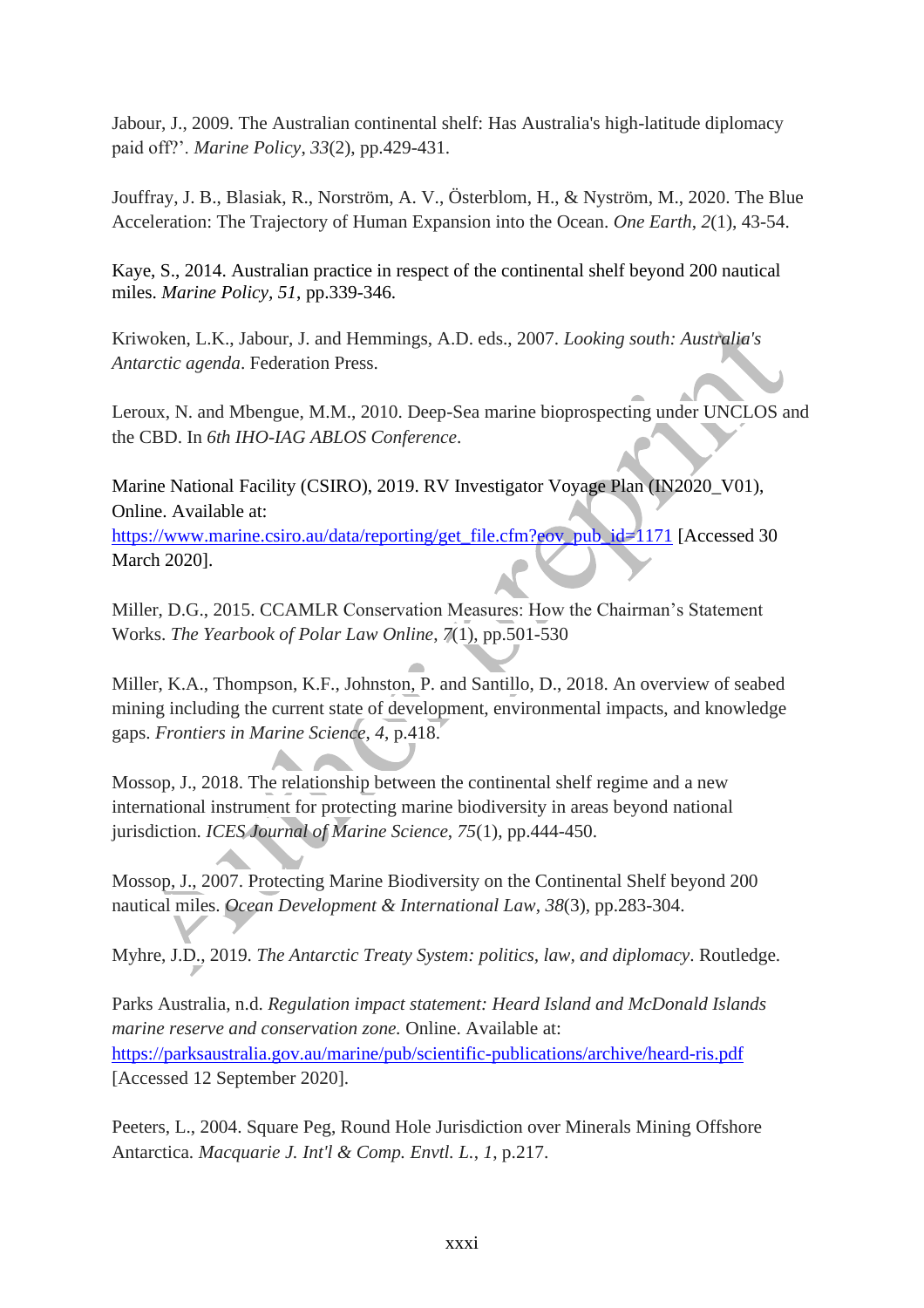Jabour, J., 2009. The Australian continental shelf: Has Australia's high-latitude diplomacy paid off?'. *Marine Policy*, *33*(2), pp.429-431.

Jouffray, J. B., Blasiak, R., Norström, A. V., Österblom, H., & Nyström, M., 2020. The Blue Acceleration: The Trajectory of Human Expansion into the Ocean. *One Earth*, *2*(1), 43-54.

Kaye, S., 2014. Australian practice in respect of the continental shelf beyond 200 nautical miles. *Marine Policy*, *51*, pp.339-346.

Kriwoken, L.K., Jabour, J. and Hemmings, A.D. eds., 2007. *Looking south: Australia's Antarctic agenda*. Federation Press.

Leroux, N. and Mbengue, M.M., 2010. Deep-Sea marine bioprospecting under UNCLOS and the CBD. In *6th IHO-IAG ABLOS Conference*.

Marine National Facility (CSIRO), 2019. RV Investigator Voyage Plan (IN2020_V01), Online. Available at: https://www.marine.csiro.au/data/reporting/get_file.cfm?eov_pub_id=1171 [Accessed 30 March 2020].

Miller, D.G., 2015. CCAMLR Conservation Measures: How the Chairman's Statement Works. *The Yearbook of Polar Law Online*, *7*(1), pp.501-530

Miller, K.A., Thompson, K.F., Johnston, P. and Santillo, D., 2018. An overview of seabed mining including the current state of development, environmental impacts, and knowledge gaps. *Frontiers in Marine Science*, *4*, p.418.

Mossop, J., 2018. The relationship between the continental shelf regime and a new international instrument for protecting marine biodiversity in areas beyond national jurisdiction. *ICES Journal of Marine Science*, *75*(1), pp.444-450.

Mossop, J., 2007. Protecting Marine Biodiversity on the Continental Shelf beyond 200 nautical miles. *Ocean Development & International Law*, *38*(3), pp.283-304.

Myhre, J.D., 2019. *The Antarctic Treaty System: politics, law, and diplomacy*. Routledge.

Parks Australia, n.d. *Regulation impact statement: Heard Island and McDonald Islands marine reserve and conservation zone.* Online. Available at: https://parksaustralia.gov.au/marine/pub/scientific-publications/archive/heard-ris.pdf [Accessed 12 September 2020].

Peeters, L., 2004. Square Peg, Round Hole Jurisdiction over Minerals Mining Offshore Antarctica. *Macquarie J. Int'l & Comp. Envtl. L.*, *1*, p.217.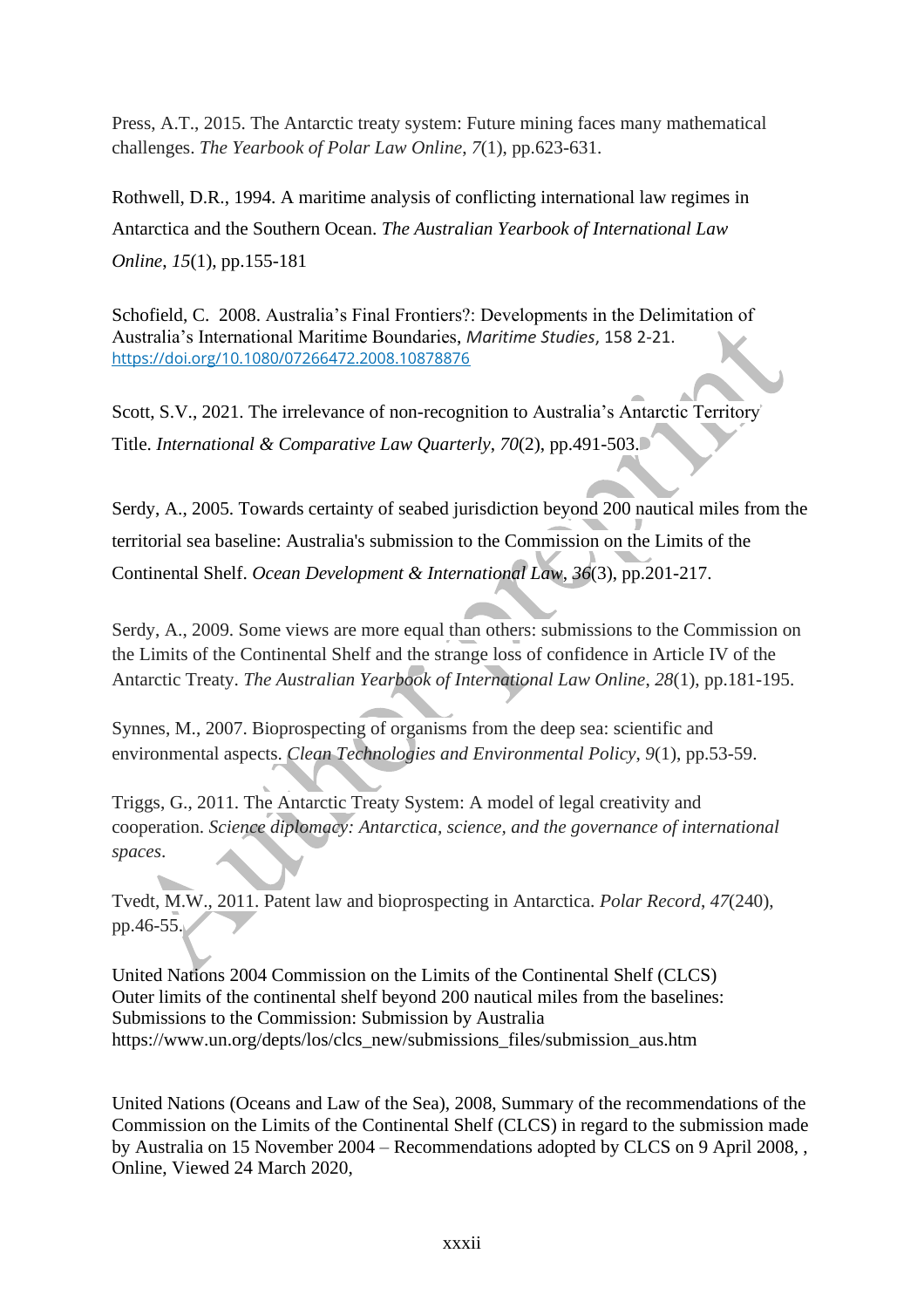Press, A.T., 2015. The Antarctic treaty system: Future mining faces many mathematical challenges. *The Yearbook of Polar Law Online*, *7*(1), pp.623-631.

Rothwell, D.R., 1994. A maritime analysis of conflicting international law regimes in Antarctica and the Southern Ocean. *The Australian Yearbook of International Law Online*, *15*(1), pp.155-181

Schofield, C. 2008. Australia's Final Frontiers?: Developments in the Delimitation of Australia's International Maritime Boundaries, *Maritime Studies*, 158 2-21. https://doi.org/10.1080/07266472.2008.10878876

Scott, S.V., 2021. The irrelevance of non-recognition to Australia's Antarctic Territory Title. *International & Comparative Law Quarterly*, *70*(2), pp.491-503.

Serdy, A., 2005. Towards certainty of seabed jurisdiction beyond 200 nautical miles from the territorial sea baseline: Australia's submission to the Commission on the Limits of the Continental Shelf. *Ocean Development & International Law*, *36*(3), pp.201-217.

Serdy, A., 2009. Some views are more equal than others: submissions to the Commission on the Limits of the Continental Shelf and the strange loss of confidence in Article IV of the Antarctic Treaty. *The Australian Yearbook of International Law Online*, *28*(1), pp.181-195.

Synnes, M., 2007. Bioprospecting of organisms from the deep sea: scientific and environmental aspects. *Clean Technologies and Environmental Policy*, *9*(1), pp.53-59.

Triggs, G., 2011. The Antarctic Treaty System: A model of legal creativity and cooperation. *Science diplomacy: Antarctica, science, and the governance of international spaces*.

Tvedt, M.W., 2011. Patent law and bioprospecting in Antarctica. *Polar Record*, *47*(240), pp.46-55.

United Nations 2004 Commission on the Limits of the Continental Shelf (CLCS) Outer limits of the continental shelf beyond 200 nautical miles from the baselines: Submissions to the Commission: Submission by Australia https://www.un.org/depts/los/clcs_new/submissions_files/submission_aus.htm

United Nations (Oceans and Law of the Sea), 2008, Summary of the recommendations of the Commission on the Limits of the Continental Shelf (CLCS) in regard to the submission made by Australia on 15 November 2004 – Recommendations adopted by CLCS on 9 April 2008, , Online, Viewed 24 March 2020,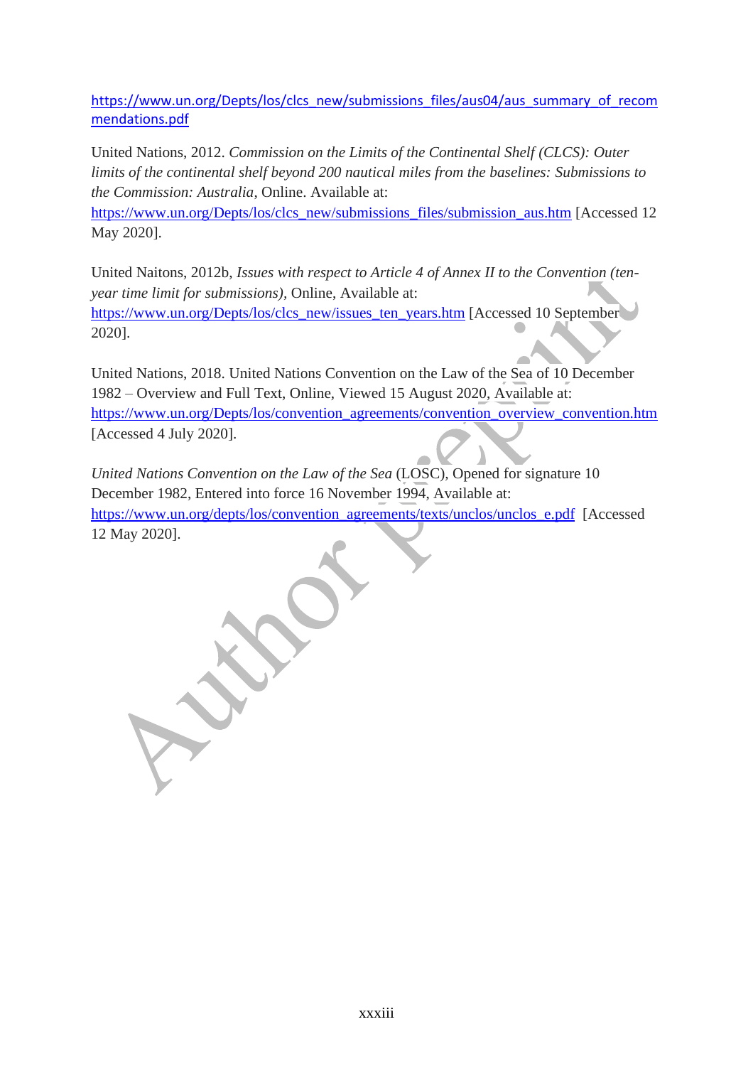https://www.un.org/Depts/los/clcs_new/submissions_files/aus04/aus_summary_of_recommendations.pdf

United Nations, 2012. *Commission on the Limits of the Continental Shelf (CLCS): Outer limits of the continental shelf beyond 200 nautical miles from the baselines: Submissions to the Commission: Australia*, Online. Available at: https://www.un.org/Depts/los/clcs_new/submissions_files/submission_aus.htm [Accessed 12 May 2020].

United Naitons, 2012b, *Issues with respect to Article 4 of Annex II to the Convention (ten-year time limit for submissions)*, Online, Available at: https://www.un.org/Depts/los/clcs_new/issues_ten_years.htm [Accessed 10 September 2020].

United Nations, 2018. United Nations Convention on the Law of the Sea of 10 December 1982 – Overview and Full Text, Online, Viewed 15 August 2020, Available at: https://www.un.org/Depts/los/convention_agreements/convention_overview_convention.htm [Accessed 4 July 2020].

*United Nations Convention on the Law of the Sea* (LOSC), Opened for signature 10 December 1982, Entered into force 16 November 1994, Available at: https://www.un.org/depts/los/convention_agreements/texts/unclos/unclos_e.pdf [Accessed 12 May 2020].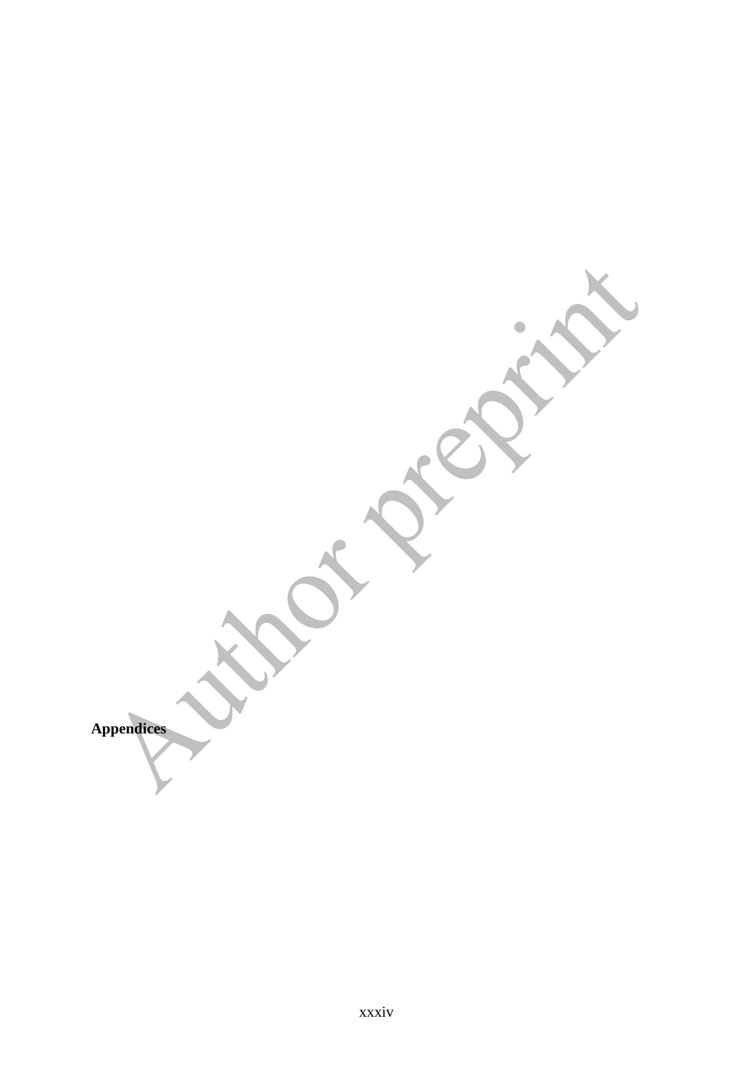**Appendices**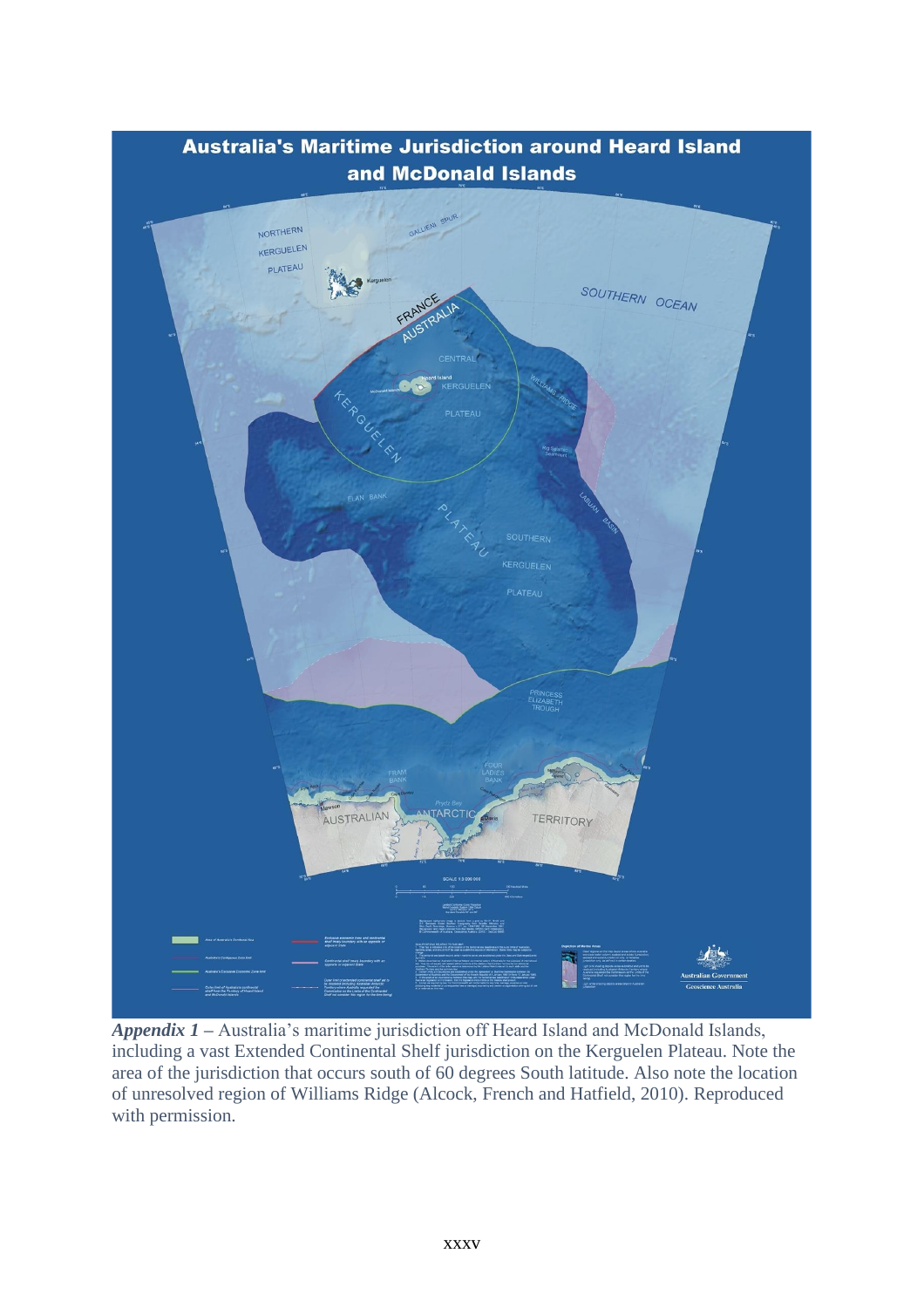Australia's Maritime Jurisdiction around Heard Island and McDonald Islands

NORTHERN
KERGUELEN
PLATEAU

GALLIENI SPUR

Kerguelen

FRANCE
AUSTRALIA

SOUTHERN OCEAN

CENTRAL
KERGUELEN
PLATEAU

Heard Island

McDonald Islands

WILLIAMS RIDGE

KERGUELEN

ELAN BANK

PLATEAU

LABUAN BASIN

SOUTHERN
KERGUELEN
PLATEAU

PRINCESS
ELIZABETH
TROUGH

FRAM
BANK

FOUR
LADIES
BANK

Mawson

Prydz Bay

AUSTRALIAN ANTARCTIC TERRITORY

Davis

SCALE 1:8 000 000

Australian Government
Geoscience Australia

*Appendix 1* – Australia's maritime jurisdiction off Heard Island and McDonald Islands, including a vast Extended Continental Shelf jurisdiction on the Kerguelen Plateau. Note the area of the jurisdiction that occurs south of 60 degrees South latitude. Also note the location of unresolved region of Williams Ridge (Alcock, French and Hatfield, 2010). Reproduced with permission.